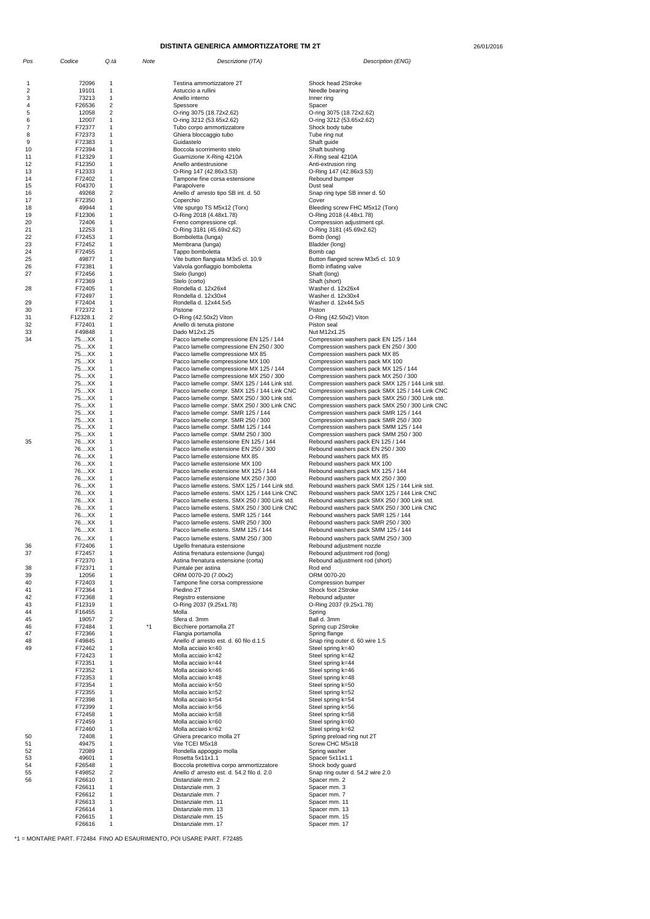# DISTINTA GENERICA AMMORTIZZATORE TM 2T

26/01/2016

| Pos | Codice | Q.tà | Note | Descrizione (ITA) | Description (ENG) |
|---|---|---|---|---|---|
| 1 | 72096 | 1 | | Testina ammortizzatore 2T | Shock head 2Stroke |
| 2 | 19101 | 1 | | Astuccio a rullini | Needle bearing |
| 3 | 73213 | 1 | | Anello interno | Inner ring |
| 4 | F26536 | 2 | | Spessore | Spacer |
| 5 | 12058 | 2 | | O-ring 3075 (18.72x2.62) | O-ring 3075 (18.72x2.62) |
| 6 | 12007 | 1 | | O-ring 3212 (53.65x2.62) | O-ring 3212 (53.65x2.62) |
| 7 | F72377 | 1 | | Tubo corpo ammortizzatore | Shock body tube |
| 8 | F72373 | 1 | | Ghiera bloccaggio tubo | Tube ring nut |
| 9 | F72383 | 1 | | Guidastelo | Shaft guide |
| 10 | F72394 | 1 | | Boccola scorrimento stelo | Shaft bushing |
| 11 | F12329 | 1 | | Guarnizione X-Ring 4210A | X-Ring seal 4210A |
| 12 | F12350 | 1 | | Anello antiestrusione | Anti-extrusion ring |
| 13 | F12333 | 1 | | O-Ring 147 (42.86x3.53) | O-Ring 147 (42.86x3.53) |
| 14 | F72402 | 1 | | Tampone fine corsa estensione | Rebound bumper |
| 15 | F04370 | 1 | | Parapolvere | Dust seal |
| 16 | 49268 | 2 | | Anello d' arresto tipo SB int. d. 50 | Snap ring type SB inner d. 50 |
| 17 | F72350 | 1 | | Coperchio | Cover |
| 18 | 49944 | 1 | | Vite spurgo TS M5x12 (Torx) | Bleeding screw FHC M5x12 (Torx) |
| 19 | F12306 | 1 | | O-Ring 2018 (4.48x1.78) | O-Ring 2018 (4.48x1.78) |
| 20 | 72406 | 1 | | Freno compressione cpl. | Compression adjustment cpl. |
| 21 | 12253 | 1 | | O-Ring 3181 (45.69x2.62) | O-Ring 3181 (45.69x2.62) |
| 22 | F72453 | 1 | | Bomboletta (lunga) | Bomb (long) |
| 23 | F72452 | 1 | | Membrana (lunga) | Bladder (long) |
| 24 | F72455 | 1 | | Tappo bomboletta | Bomb cap |
| 25 | 49877 | 1 | | Vite button flangiata M3x5 cl. 10.9 | Button flanged screw M3x5 cl. 10.9 |
| 26 | F72381 | 1 | | Valvola gonfiaggio bomboletta | Bomb inflating valve |
| 27 | F72456 | 1 | | Stelo (lungo) | Shaft (long) |
| | F72369 | 1 | | Stelo (corto) | Shaft (short) |
| 28 | F72405 | 1 | | Rondella d. 12x26x4 | Washer d. 12x26x4 |
| | F72497 | 1 | | Rondella d. 12x30x4 | Washer d. 12x30x4 |
| 29 | F72404 | 1 | | Rondella d. 12x44.5x5 | Washer d. 12x44.5x5 |
| 30 | F72372 | 1 | | Pistone | Piston |
| 31 | F12328.1 | 2 | | O-Ring (42.50x2) Viton | O-Ring (42.50x2) Viton |
| 32 | F72401 | 1 | | Anello di tenuta pistone | Piston seal |
| 33 | F49848 | 1 | | Dado M12x1.25 | Nut M12x1.25 |
| 34 | 75....XX | 1 | | Pacco lamelle compressione EN 125 / 144 | Compression washers pack EN 125 / 144 |
| | 75....XX | 1 | | Pacco lamelle compressione EN 250 / 300 | Compression washers pack EN 250 / 300 |
| | 75....XX | 1 | | Pacco lamelle compressione MX 85 | Compression washers pack MX 85 |
| | 75....XX | 1 | | Pacco lamelle compressione MX 100 | Compression washers pack MX 100 |
| | 75....XX | 1 | | Pacco lamelle compressione MX 125 / 144 | Compression washers pack MX 125 / 144 |
| | 75....XX | 1 | | Pacco lamelle compressione MX 250 / 300 | Compression washers pack MX 250 / 300 |
| | 75....XX | 1 | | Pacco lamelle compr. SMX 125 / 144 Link std. | Compression washers pack SMX 125 / 144 Link std. |
| | 75....XX | 1 | | Pacco lamelle compr. SMX 125 / 144 Link CNC | Compression washers pack SMX 125 / 144 Link CNC |
| | 75....XX | 1 | | Pacco lamelle compr. SMX 250 / 300 Link std. | Compression washers pack SMX 250 / 300 Link std. |
| | 75....XX | 1 | | Pacco lamelle compr. SMX 250 / 300 Link CNC | Compression washers pack SMX 250 / 300 Link CNC |
| | 75....XX | 1 | | Pacco lamelle compr. SMR 125 / 144 | Compression washers pack SMR 125 / 144 |
| | 75....XX | 1 | | Pacco lamelle compr. SMR 250 / 300 | Compression washers pack SMR 250 / 300 |
| | 75....XX | 1 | | Pacco lamelle compr. SMM 125 / 144 | Compression washers pack SMM 125 / 144 |
| | 75....XX | 1 | | Pacco lamelle compr. SMM 250 / 300 | Compression washers pack SMM 250 / 300 |
| 35 | 76....XX | 1 | | Pacco lamelle estensione EN 125 / 144 | Rebound washers pack EN 125 / 144 |
| | 76....XX | 1 | | Pacco lamelle estensione EN 250 / 300 | Rebound washers pack EN 250 / 300 |
| | 76....XX | 1 | | Pacco lamelle estensione MX 85 | Rebound washers pack MX 85 |
| | 76....XX | 1 | | Pacco lamelle estensione MX 100 | Rebound washers pack MX 100 |
| | 76....XX | 1 | | Pacco lamelle estensione MX 125 / 144 | Rebound washers pack MX 125 / 144 |
| | 76....XX | 1 | | Pacco lamelle estensione MX 250 / 300 | Rebound washers pack MX 250 / 300 |
| | 76....XX | 1 | | Pacco lamelle estens. SMX 125 / 144 Link std. | Rebound washers pack SMX 125 / 144 Link std. |
| | 76....XX | 1 | | Pacco lamelle estens. SMX 125 / 144 Link CNC | Rebound washers pack SMX 125 / 144 Link CNC |
| | 76....XX | 1 | | Pacco lamelle estens. SMX 250 / 300 Link std. | Rebound washers pack SMX 250 / 300 Link std. |
| | 76....XX | 1 | | Pacco lamelle estens. SMX 250 / 300 Link CNC | Rebound washers pack SMX 250 / 300 Link CNC |
| | 76....XX | 1 | | Pacco lamelle estens. SMR 125 / 144 | Rebound washers pack SMR 125 / 144 |
| | 76....XX | 1 | | Pacco lamelle estens. SMR 250 / 300 | Rebound washers pack SMR 250 / 300 |
| | 76....XX | 1 | | Pacco lamelle estens. SMM 125 / 144 | Rebound washers pack SMM 125 / 144 |
| | 76....XX | 1 | | Pacco lamelle estens. SMM 250 / 300 | Rebound washers pack SMM 250 / 300 |
| 36 | F72406 | 1 | | Ugello frenatura estensione | Rebound adjustment nozzle |
| 37 | F72457 | 1 | | Astina frenatura estensione (lunga) | Rebound adjustment rod (long) |
| | F72370 | 1 | | Astina frenatura estensione (corta) | Rebound adjustment rod (short) |
| 38 | F72371 | 1 | | Puntale per astina | Rod end |
| 39 | 12056 | 1 | | ORM 0070-20 (7.00x2) | ORM 0070-20 |
| 40 | F72403 | 1 | | Tampone fine corsa compressione | Compression bumper |
| 41 | F72364 | 1 | | Piedino 2T | Shock foot 2Stroke |
| 42 | F72368 | 1 | | Registro estensione | Rebound adjuster |
| 43 | F12319 | 1 | | O-Ring 2037 (9.25x1.78) | O-Ring 2037 (9.25x1.78) |
| 44 | F16455 | 1 | | Molla | Spring |
| 45 | 19057 | 2 | | Sfera d. 3mm | Ball d. 3mm |
| 46 | F72484 | 1 | *1 | Bicchiere portamolla 2T | Spring cup 2Stroke |
| 47 | F72366 | 1 | | Flangia portamolla | Spring flange |
| 48 | F49845 | 1 | | Anello d' arresto est. d. 60 filo d.1.5 | Snap ring outer d. 60 wire 1.5 |
| 49 | F72462 | 1 | | Molla acciaio k=40 | Steel spring k=40 |
| | F72423 | 1 | | Molla acciaio k=42 | Steel spring k=42 |
| | F72351 | 1 | | Molla acciaio k=44 | Steel spring k=44 |
| | F72352 | 1 | | Molla acciaio k=46 | Steel spring k=46 |
| | F72353 | 1 | | Molla acciaio k=48 | Steel spring k=48 |
| | F72354 | 1 | | Molla acciaio k=50 | Steel spring k=50 |
| | F72355 | 1 | | Molla acciaio k=52 | Steel spring k=52 |
| | F72398 | 1 | | Molla acciaio k=54 | Steel spring k=54 |
| | F72399 | 1 | | Molla acciaio k=56 | Steel spring k=56 |
| | F72458 | 1 | | Molla acciaio k=58 | Steel spring k=58 |
| | F72459 | 1 | | Molla acciaio k=60 | Steel spring k=60 |
| | F72460 | 1 | | Molla acciaio k=62 | Steel spring k=62 |
| 50 | 72408 | 1 | | Ghiera precarico molla 2T | Spring preload ring nut 2T |
| 51 | 49475 | 1 | | Vite TCEI M5x18 | Screw CHC M5x18 |
| 52 | 72089 | 1 | | Rondella appoggio molla | Spring washer |
| 53 | 49601 | 1 | | Rosetta 5x11x1.1 | Spacer 5x11x1.1 |
| 54 | F26548 | 1 | | Boccola protettiva corpo ammortizzatore | Shock body guard |
| 55 | F49852 | 2 | | Anello d' arresto est. d. 54.2 filo d. 2.0 | Snap ring outer d. 54.2 wire 2.0 |
| 56 | F26610 | 1 | | Distanziale mm. 2 | Spacer mm. 2 |
| | F26611 | 1 | | Distanziale mm. 3 | Spacer mm. 3 |
| | F26612 | 1 | | Distanziale mm. 7 | Spacer mm. 7 |
| | F26613 | 1 | | Distanziale mm. 11 | Spacer mm. 11 |
| | F26614 | 1 | | Distanziale mm. 13 | Spacer mm. 13 |
| | F26615 | 1 | | Distanziale mm. 15 | Spacer mm. 15 |
| | F26616 | 1 | | Distanziale mm. 17 | Spacer mm. 17 |

*1 = MONTARE PART. F72484 FINO AD ESAURIMENTO, POI USARE PART. F72485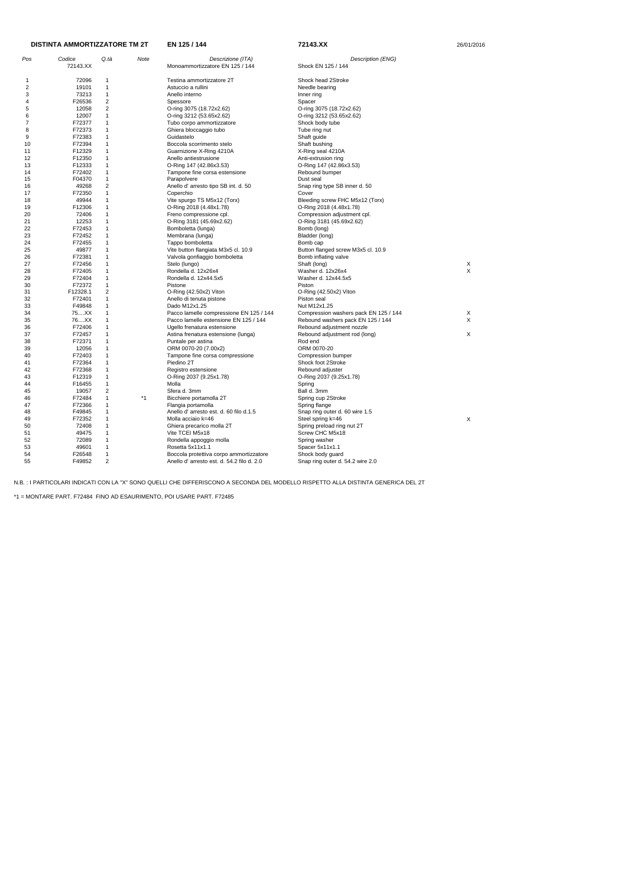**DISTINTA AMMORTIZZATORE TM 2T** **EN 125 / 144** **72143.XX** 26/01/2016

| Pos | Codice | Q.tà | Note | Descrizione (ITA) | Description (ENG) | |
|---|---|---|---|---|---|---|
| | 72143.XX | | | Monoammortizzatore EN 125 / 144 | Shock EN 125 / 144 | |
| 1 | 72096 | 1 | | Testina ammortizzatore 2T | Shock head 2Stroke | |
| 2 | 19101 | 1 | | Astuccio a rullini | Needle bearing | |
| 3 | 73213 | 1 | | Anello interno | Inner ring | |
| 4 | F26536 | 2 | | Spessore | Spacer | |
| 5 | 12058 | 2 | | O-ring 3075 (18.72x2.62) | O-ring 3075 (18.72x2.62) | |
| 6 | 12007 | 1 | | O-ring 3212 (53.65x2.62) | O-ring 3212 (53.65x2.62) | |
| 7 | F72377 | 1 | | Tubo corpo ammortizzatore | Shock body tube | |
| 8 | F72373 | 1 | | Ghiera bloccaggio tubo | Tube ring nut | |
| 9 | F72383 | 1 | | Guidastelo | Shaft guide | |
| 10 | F72394 | 1 | | Boccola scorrimento stelo | Shaft bushing | |
| 11 | F12329 | 1 | | Guarnizione X-Ring 4210A | X-Ring seal 4210A | |
| 12 | F12350 | 1 | | Anello antiestrusione | Anti-extrusion ring | |
| 13 | F12333 | 1 | | O-Ring 147 (42.86x3.53) | O-Ring 147 (42.86x3.53) | |
| 14 | F72402 | 1 | | Tampone fine corsa estensione | Rebound bumper | |
| 15 | F04370 | 1 | | Parapolvere | Dust seal | |
| 16 | 49268 | 2 | | Anello d' arresto tipo SB int. d. 50 | Snap ring type SB inner d. 50 | |
| 17 | F72350 | 1 | | Coperchio | Cover | |
| 18 | 49944 | 1 | | Vite spurgo TS M5x12 (Torx) | Bleeding screw FHC M5x12 (Torx) | |
| 19 | F12306 | 1 | | O-Ring 2018 (4.48x1.78) | O-Ring 2018 (4.48x1.78) | |
| 20 | 72406 | 1 | | Freno compressione cpl. | Compression adjustment cpl. | |
| 21 | 12253 | 1 | | O-Ring 3181 (45.69x2.62) | O-Ring 3181 (45.69x2.62) | |
| 22 | F72453 | 1 | | Bomboletta (lunga) | Bomb (long) | |
| 23 | F72452 | 1 | | Membrana (lunga) | Bladder (long) | |
| 24 | F72455 | 1 | | Tappo bomboletta | Bomb cap | |
| 25 | 49877 | 1 | | Vite button flangiata M3x5 cl. 10.9 | Button flanged screw M3x5 cl. 10.9 | |
| 26 | F72381 | 1 | | Valvola gonfiaggio bomboletta | Bomb inflating valve | |
| 27 | F72456 | 1 | | Stelo (lungo) | Shaft (long) | X |
| 28 | F72405 | 1 | | Rondella d. 12x26x4 | Washer d. 12x26x4 | X |
| 29 | F72404 | 1 | | Rondella d. 12x44.5x5 | Washer d. 12x44.5x5 | |
| 30 | F72372 | 1 | | Pistone | Piston | |
| 31 | F12328.1 | 2 | | O-Ring (42.50x2) Viton | O-Ring (42.50x2) Viton | |
| 32 | F72401 | 1 | | Anello di tenuta pistone | Piston seal | |
| 33 | F49848 | 1 | | Dado M12x1.25 | Nut M12x1.25 | |
| 34 | 75....XX | 1 | | Pacco lamelle compressione EN 125 / 144 | Compression washers pack EN 125 / 144 | X |
| 35 | 76....XX | 1 | | Pacco lamelle estensione EN 125 / 144 | Rebound washers pack EN 125 / 144 | X |
| 36 | F72406 | 1 | | Ugello frenatura estensione | Rebound adjustment nozzle | |
| 37 | F72457 | 1 | | Astina frenatura estensione (lunga) | Rebound adjustment rod (long) | X |
| 38 | F72371 | 1 | | Puntale per astina | Rod end | |
| 39 | 12056 | 1 | | ORM 0070-20 (7.00x2) | ORM 0070-20 | |
| 40 | F72403 | 1 | | Tampone fine corsa compressione | Compression bumper | |
| 41 | F72364 | 1 | | Piedino 2T | Shock foot 2Stroke | |
| 42 | F72368 | 1 | | Registro estensione | Rebound adjuster | |
| 43 | F12319 | 1 | | O-Ring 2037 (9.25x1.78) | O-Ring 2037 (9.25x1.78) | |
| 44 | F16455 | 1 | | Molla | Spring | |
| 45 | 19057 | 2 | | Sfera d. 3mm | Ball d. 3mm | |
| 46 | F72484 | 1 | *1 | Bicchiere portamolla 2T | Spring cup 2Stroke | |
| 47 | F72366 | 1 | | Flangia portamolla | Spring flange | |
| 48 | F49845 | 1 | | Anello d' arresto est. d. 60 filo d.1.5 | Snap ring outer d. 60 wire 1.5 | |
| 49 | F72352 | 1 | | Molla acciaio k=46 | Steel spring k=46 | X |
| 50 | 72408 | 1 | | Ghiera precarico molla 2T | Spring preload ring nut 2T | |
| 51 | 49475 | 1 | | Vite TCEI M5x18 | Screw CHC M5x18 | |
| 52 | 72089 | 1 | | Rondella appoggio molla | Spring washer | |
| 53 | 49601 | 1 | | Rosetta 5x11x1.1 | Spacer 5x11x1.1 | |
| 54 | F26548 | 1 | | Boccola protettiva corpo ammortizzatore | Shock body guard | |
| 55 | F49852 | 2 | | Anello d' arresto est. d. 54.2 filo d. 2.0 | Snap ring outer d. 54.2 wire 2.0 | |

N.B. : I PARTICOLARI INDICATI CON LA "X" SONO QUELLI CHE DIFFERISCONO A SECONDA DEL MODELLO RISPETTO ALLA DISTINTA GENERICA DEL 2T

*1 = MONTARE PART. F72484 FINO AD ESAURIMENTO, POI USARE PART. F72485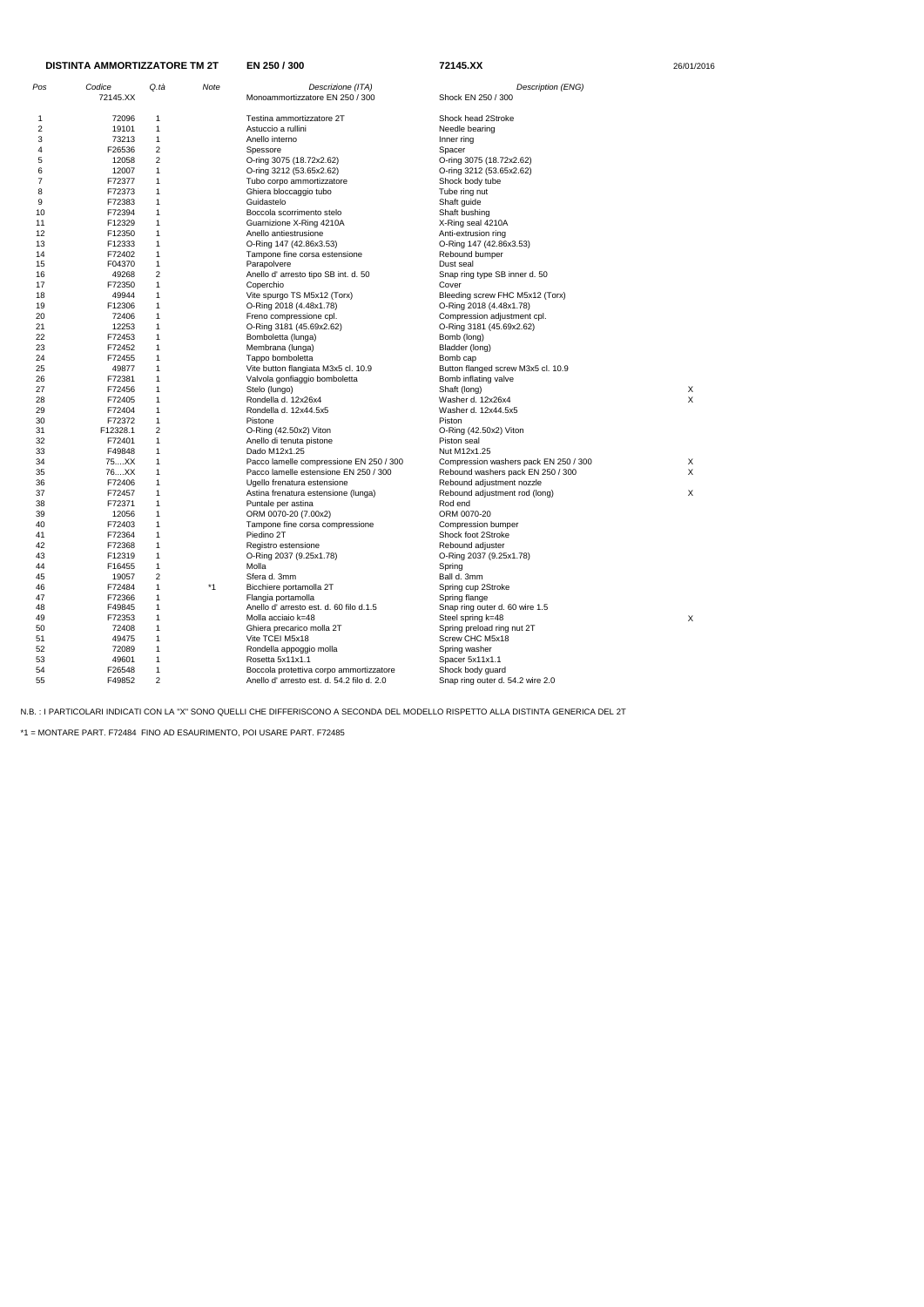**DISTINTA AMMORTIZZATORE TM 2T** **EN 250 / 300** **72145.XX** 26/01/2016

| Pos | Codice | Q.tà | Note | Descrizione (ITA) | Description (ENG) | |
|---|---|---|---|---|---|---|
| | 72145.XX | | | Monoammortizzatore EN 250 / 300 | Shock EN 250 / 300 | |
| 1 | 72096 | 1 | | Testina ammortizzatore 2T | Shock head 2Stroke | |
| 2 | 19101 | 1 | | Astuccio a rullini | Needle bearing | |
| 3 | 73213 | 1 | | Anello interno | Inner ring | |
| 4 | F26536 | 2 | | Spessore | Spacer | |
| 5 | 12058 | 2 | | O-ring 3075 (18.72x2.62) | O-ring 3075 (18.72x2.62) | |
| 6 | 12007 | 1 | | O-ring 3212 (53.65x2.62) | O-ring 3212 (53.65x2.62) | |
| 7 | F72377 | 1 | | Tubo corpo ammortizzatore | Shock body tube | |
| 8 | F72373 | 1 | | Ghiera bloccaggio tubo | Tube ring nut | |
| 9 | F72383 | 1 | | Guidastelo | Shaft guide | |
| 10 | F72394 | 1 | | Boccola scorrimento stelo | Shaft bushing | |
| 11 | F12329 | 1 | | Guarnizione X-Ring 4210A | X-Ring seal 4210A | |
| 12 | F12350 | 1 | | Anello antiestrusione | Anti-extrusion ring | |
| 13 | F12333 | 1 | | O-Ring 147 (42.86x3.53) | O-Ring 147 (42.86x3.53) | |
| 14 | F72402 | 1 | | Tampone fine corsa estensione | Rebound bumper | |
| 15 | F04370 | 1 | | Parapolvere | Dust seal | |
| 16 | 49268 | 2 | | Anello d' arresto tipo SB int. d. 50 | Snap ring type SB inner d. 50 | |
| 17 | F72350 | 1 | | Coperchio | Cover | |
| 18 | 49944 | 1 | | Vite spurgo TS M5x12 (Torx) | Bleeding screw FHC M5x12 (Torx) | |
| 19 | F12306 | 1 | | O-Ring 2018 (4.48x1.78) | O-Ring 2018 (4.48x1.78) | |
| 20 | 72406 | 1 | | Freno compressione cpl. | Compression adjustment cpl. | |
| 21 | 12253 | 1 | | O-Ring 3181 (45.69x2.62) | O-Ring 3181 (45.69x2.62) | |
| 22 | F72453 | 1 | | Bomboletta (lunga) | Bomb (long) | |
| 23 | F72452 | 1 | | Membrana (lunga) | Bladder (long) | |
| 24 | F72455 | 1 | | Tappo bomboletta | Bomb cap | |
| 25 | 49877 | 1 | | Vite button flangiata M3x5 cl. 10.9 | Button flanged screw M3x5 cl. 10.9 | |
| 26 | F72381 | 1 | | Valvola gonfiaggio bomboletta | Bomb inflating valve | |
| 27 | F72456 | 1 | | Stelo (lungo) | Shaft (long) | X |
| 28 | F72405 | 1 | | Rondella d. 12x26x4 | Washer d. 12x26x4 | X |
| 29 | F72404 | 1 | | Rondella d. 12x44.5x5 | Washer d. 12x44.5x5 | |
| 30 | F72372 | 1 | | Pistone | Piston | |
| 31 | F12328.1 | 2 | | O-Ring (42.50x2) Viton | O-Ring (42.50x2) Viton | |
| 32 | F72401 | 1 | | Anello di tenuta pistone | Piston seal | |
| 33 | F49848 | 1 | | Dado M12x1.25 | Nut M12x1.25 | |
| 34 | 75....XX | 1 | | Pacco lamelle compressione EN 250 / 300 | Compression washers pack EN 250 / 300 | X |
| 35 | 76....XX | 1 | | Pacco lamelle estensione EN 250 / 300 | Rebound washers pack EN 250 / 300 | X |
| 36 | F72406 | 1 | | Ugello frenatura estensione | Rebound adjustment nozzle | |
| 37 | F72457 | 1 | | Astina frenatura estensione (lunga) | Rebound adjustment rod (long) | X |
| 38 | F72371 | 1 | | Puntale per astina | Rod end | |
| 39 | 12056 | 1 | | ORM 0070-20 (7.00x2) | ORM 0070-20 | |
| 40 | F72403 | 1 | | Tampone fine corsa compressione | Compression bumper | |
| 41 | F72364 | 1 | | Piedino 2T | Shock foot 2Stroke | |
| 42 | F72368 | 1 | | Registro estensione | Rebound adjuster | |
| 43 | F12319 | 1 | | O-Ring 2037 (9.25x1.78) | O-Ring 2037 (9.25x1.78) | |
| 44 | F16455 | 1 | | Molla | Spring | |
| 45 | 19057 | 2 | | Sfera d. 3mm | Ball d. 3mm | |
| 46 | F72484 | 1 | *1 | Bicchiere portamolla 2T | Spring cup 2Stroke | |
| 47 | F72366 | 1 | | Flangia portamolla | Spring flange | |
| 48 | F49845 | 1 | | Anello d' arresto est. d. 60 filo d.1.5 | Snap ring outer d. 60 wire 1.5 | |
| 49 | F72353 | 1 | | Molla acciaio k=48 | Steel spring k=48 | X |
| 50 | 72408 | 1 | | Ghiera precarico molla 2T | Spring preload ring nut 2T | |
| 51 | 49475 | 1 | | Vite TCEI M5x18 | Screw CHC M5x18 | |
| 52 | 72089 | 1 | | Rondella appoggio molla | Spring washer | |
| 53 | 49601 | 1 | | Rosetta 5x11x1.1 | Spacer 5x11x1.1 | |
| 54 | F26548 | 1 | | Boccola protettiva corpo ammortizzatore | Shock body guard | |
| 55 | F49852 | 2 | | Anello d' arresto est. d. 54.2 filo d. 2.0 | Snap ring outer d. 54.2 wire 2.0 | |

N.B. : I PARTICOLARI INDICATI CON LA "X" SONO QUELLI CHE DIFFERISCONO A SECONDA DEL MODELLO RISPETTO ALLA DISTINTA GENERICA DEL 2T

*1 = MONTARE PART. F72484 FINO AD ESAURIMENTO, POI USARE PART. F72485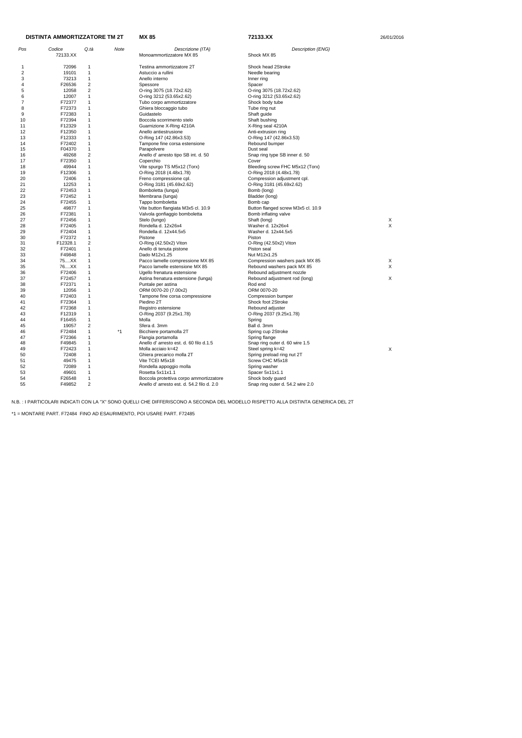**DISTINTA AMMORTIZZATORE TM 2T** **MX 85** **72133.XX** 26/01/2016

| Pos | Codice | Q.tà | Note | Descrizione (ITA) | Description (ENG) | |
|---|---|---|---|---|---|---|
| | 72133.XX | | | Monoammortizzatore MX 85 | Shock MX 85 | |
| 1 | 72096 | 1 | | Testina ammortizzatore 2T | Shock head 2Stroke | |
| 2 | 19101 | 1 | | Astuccio a rullini | Needle bearing | |
| 3 | 73213 | 1 | | Anello interno | Inner ring | |
| 4 | F26536 | 2 | | Spessore | Spacer | |
| 5 | 12058 | 2 | | O-ring 3075 (18.72x2.62) | O-ring 3075 (18.72x2.62) | |
| 6 | 12007 | 1 | | O-ring 3212 (53.65x2.62) | O-ring 3212 (53.65x2.62) | |
| 7 | F72377 | 1 | | Tubo corpo ammortizzatore | Shock body tube | |
| 8 | F72373 | 1 | | Ghiera bloccaggio tubo | Tube ring nut | |
| 9 | F72383 | 1 | | Guidastelo | Shaft guide | |
| 10 | F72394 | 1 | | Boccola scorrimento stelo | Shaft bushing | |
| 11 | F12329 | 1 | | Guarnizione X-Ring 4210A | X-Ring seal 4210A | |
| 12 | F12350 | 1 | | Anello antiestrusione | Anti-extrusion ring | |
| 13 | F12333 | 1 | | O-Ring 147 (42.86x3.53) | O-Ring 147 (42.86x3.53) | |
| 14 | F72402 | 1 | | Tampone fine corsa estensione | Rebound bumper | |
| 15 | F04370 | 1 | | Parapolvere | Dust seal | |
| 16 | 49268 | 2 | | Anello d' arresto tipo SB int. d. 50 | Snap ring type SB inner d. 50 | |
| 17 | F72350 | 1 | | Coperchio | Cover | |
| 18 | 49944 | 1 | | Vite spurgo TS M5x12 (Torx) | Bleeding screw FHC M5x12 (Torx) | |
| 19 | F12306 | 1 | | O-Ring 2018 (4.48x1.78) | O-Ring 2018 (4.48x1.78) | |
| 20 | 72406 | 1 | | Freno compressione cpl. | Compression adjustment cpl. | |
| 21 | 12253 | 1 | | O-Ring 3181 (45.69x2.62) | O-Ring 3181 (45.69x2.62) | |
| 22 | F72453 | 1 | | Bomboletta (lunga) | Bomb (long) | |
| 23 | F72452 | 1 | | Membrana (lunga) | Bladder (long) | |
| 24 | F72455 | 1 | | Tappo bomboletta | Bomb cap | |
| 25 | 49877 | 1 | | Vite button flangiata M3x5 cl. 10.9 | Button flanged screw M3x5 cl. 10.9 | |
| 26 | F72381 | 1 | | Valvola gonfiaggio bomboletta | Bomb inflating valve | |
| 27 | F72456 | 1 | | Stelo (lungo) | Shaft (long) | X |
| 28 | F72405 | 1 | | Rondella d. 12x26x4 | Washer d. 12x26x4 | X |
| 29 | F72404 | 1 | | Rondella d. 12x44.5x5 | Washer d. 12x44.5x5 | |
| 30 | F72372 | 1 | | Pistone | Piston | |
| 31 | F12328.1 | 2 | | O-Ring (42.50x2) Viton | O-Ring (42.50x2) Viton | |
| 32 | F72401 | 1 | | Anello di tenuta pistone | Piston seal | |
| 33 | F49848 | 1 | | Dado M12x1.25 | Nut M12x1.25 | |
| 34 | 75....XX | 1 | | Pacco lamelle compressione MX 85 | Compression washers pack MX 85 | X |
| 35 | 76....XX | 1 | | Pacco lamelle estensione MX 85 | Rebound washers pack MX 85 | X |
| 36 | F72406 | 1 | | Ugello frenatura estensione | Rebound adjustment nozzle | |
| 37 | F72457 | 1 | | Astina frenatura estensione (lunga) | Rebound adjustment rod (long) | X |
| 38 | F72371 | 1 | | Puntale per astina | Rod end | |
| 39 | 12056 | 1 | | ORM 0070-20 (7.00x2) | ORM 0070-20 | |
| 40 | F72403 | 1 | | Tampone fine corsa compressione | Compression bumper | |
| 41 | F72364 | 1 | | Piedino 2T | Shock foot 2Stroke | |
| 42 | F72368 | 1 | | Registro estensione | Rebound adjuster | |
| 43 | F12319 | 1 | | O-Ring 2037 (9.25x1.78) | O-Ring 2037 (9.25x1.78) | |
| 44 | F16455 | 1 | | Molla | Spring | |
| 45 | 19057 | 2 | | Sfera d. 3mm | Ball d. 3mm | |
| 46 | F72484 | 1 | *1 | Bicchiere portamolla 2T | Spring cup 2Stroke | |
| 47 | F72366 | 1 | | Flangia portamolla | Spring flange | |
| 48 | F49845 | 1 | | Anello d' arresto est. d. 60 filo d.1.5 | Snap ring outer d. 60 wire 1.5 | |
| 49 | F72423 | 1 | | Molla acciaio k=42 | Steel spring k=42 | X |
| 50 | 72408 | 1 | | Ghiera precarico molla 2T | Spring preload ring nut 2T | |
| 51 | 49475 | 1 | | Vite TCEI M5x18 | Screw CHC M5x18 | |
| 52 | 72089 | 1 | | Rondella appoggio molla | Spring washer | |
| 53 | 49601 | 1 | | Rosetta 5x11x1.1 | Spacer 5x11x1.1 | |
| 54 | F26548 | 1 | | Boccola protettiva corpo ammortizzatore | Shock body guard | |
| 55 | F49852 | 2 | | Anello d' arresto est. d. 54.2 filo d. 2.0 | Snap ring outer d. 54.2 wire 2.0 | |

N.B. : I PARTICOLARI INDICATI CON LA "X" SONO QUELLI CHE DIFFERISCONO A SECONDA DEL MODELLO RISPETTO ALLA DISTINTA GENERICA DEL 2T

*1 = MONTARE PART. F72484 FINO AD ESAURIMENTO, POI USARE PART. F72485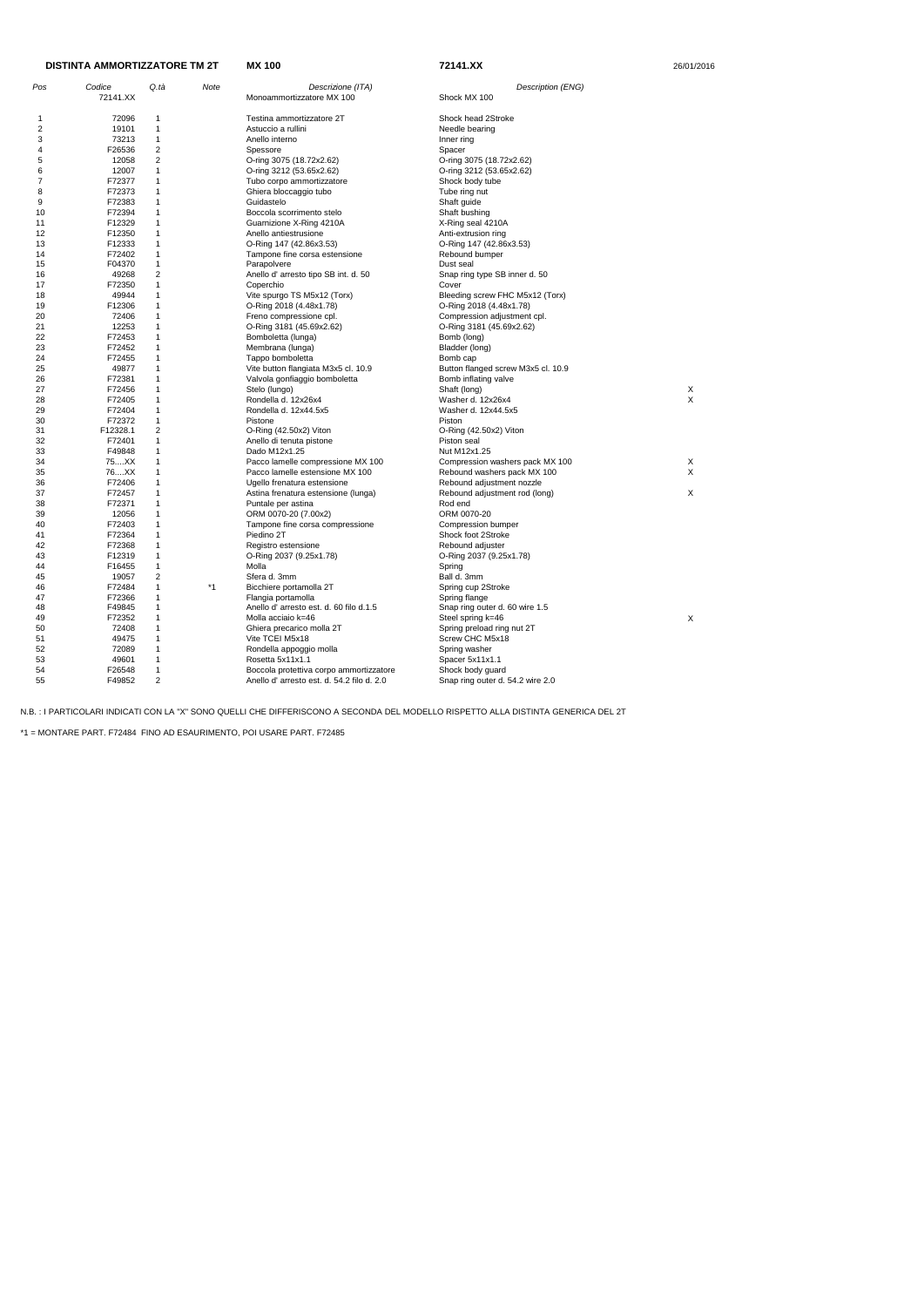**DISTINTA AMMORTIZZATORE TM 2T** **MX 100** **72141.XX** 26/01/2016

| Pos | Codice | Q.tà | Note | Descrizione (ITA) | Description (ENG) | |
|---|---|---|---|---|---|---|
| | 72141.XX | | | Monoammortizzatore MX 100 | Shock MX 100 | |
| 1 | 72096 | 1 | | Testina ammortizzatore 2T | Shock head 2Stroke | |
| 2 | 19101 | 1 | | Astuccio a rullini | Needle bearing | |
| 3 | 73213 | 1 | | Anello interno | Inner ring | |
| 4 | F26536 | 2 | | Spessore | Spacer | |
| 5 | 12058 | 2 | | O-ring 3075 (18.72x2.62) | O-ring 3075 (18.72x2.62) | |
| 6 | 12007 | 1 | | O-ring 3212 (53.65x2.62) | O-ring 3212 (53.65x2.62) | |
| 7 | F72377 | 1 | | Tubo corpo ammortizzatore | Shock body tube | |
| 8 | F72373 | 1 | | Ghiera bloccaggio tubo | Tube ring nut | |
| 9 | F72383 | 1 | | Guidastelo | Shaft guide | |
| 10 | F72394 | 1 | | Boccola scorrimento stelo | Shaft bushing | |
| 11 | F12329 | 1 | | Guarnizione X-Ring 4210A | X-Ring seal 4210A | |
| 12 | F12350 | 1 | | Anello antiestrusione | Anti-extrusion ring | |
| 13 | F12333 | 1 | | O-Ring 147 (42.86x3.53) | O-Ring 147 (42.86x3.53) | |
| 14 | F72402 | 1 | | Tampone fine corsa estensione | Rebound bumper | |
| 15 | F04370 | 1 | | Parapolvere | Dust seal | |
| 16 | 49268 | 2 | | Anello d' arresto tipo SB int. d. 50 | Snap ring type SB inner d. 50 | |
| 17 | F72350 | 1 | | Coperchio | Cover | |
| 18 | 49944 | 1 | | Vite spurgo TS M5x12 (Torx) | Bleeding screw FHC M5x12 (Torx) | |
| 19 | F12306 | 1 | | O-Ring 2018 (4.48x1.78) | O-Ring 2018 (4.48x1.78) | |
| 20 | 72406 | 1 | | Freno compressione cpl. | Compression adjustment cpl. | |
| 21 | 12253 | 1 | | O-Ring 3181 (45.69x2.62) | O-Ring 3181 (45.69x2.62) | |
| 22 | F72453 | 1 | | Bomboletta (lunga) | Bomb (long) | |
| 23 | F72452 | 1 | | Membrana (lunga) | Bladder (long) | |
| 24 | F72455 | 1 | | Tappo bomboletta | Bomb cap | |
| 25 | 49877 | 1 | | Vite button flangiata M3x5 cl. 10.9 | Button flanged screw M3x5 cl. 10.9 | |
| 26 | F72381 | 1 | | Valvola gonfiaggio bomboletta | Bomb inflating valve | |
| 27 | F72456 | 1 | | Stelo (lungo) | Shaft (long) | X |
| 28 | F72405 | 1 | | Rondella d. 12x26x4 | Washer d. 12x26x4 | X |
| 29 | F72404 | 1 | | Rondella d. 12x44.5x5 | Washer d. 12x44.5x5 | |
| 30 | F72372 | 1 | | Pistone | Piston | |
| 31 | F12328.1 | 2 | | O-Ring (42.50x2) Viton | O-Ring (42.50x2) Viton | |
| 32 | F72401 | 1 | | Anello di tenuta pistone | Piston seal | |
| 33 | F49848 | 1 | | Dado M12x1.25 | Nut M12x1.25 | |
| 34 | 75....XX | 1 | | Pacco lamelle compressione MX 100 | Compression washers pack MX 100 | X |
| 35 | 76....XX | 1 | | Pacco lamelle estensione MX 100 | Rebound washers pack MX 100 | X |
| 36 | F72406 | 1 | | Ugello frenatura estensione | Rebound adjustment nozzle | |
| 37 | F72457 | 1 | | Astina frenatura estensione (lunga) | Rebound adjustment rod (long) | X |
| 38 | F72371 | 1 | | Puntale per astina | Rod end | |
| 39 | 12056 | 1 | | ORM 0070-20 (7.00x2) | ORM 0070-20 | |
| 40 | F72403 | 1 | | Tampone fine corsa compressione | Compression bumper | |
| 41 | F72364 | 1 | | Piedino 2T | Shock foot 2Stroke | |
| 42 | F72368 | 1 | | Registro estensione | Rebound adjuster | |
| 43 | F12319 | 1 | | O-Ring 2037 (9.25x1.78) | O-Ring 2037 (9.25x1.78) | |
| 44 | F16455 | 1 | | Molla | Spring | |
| 45 | 19057 | 2 | | Sfera d. 3mm | Ball d. 3mm | |
| 46 | F72484 | 1 | *1 | Bicchiere portamolla 2T | Spring cup 2Stroke | |
| 47 | F72366 | 1 | | Flangia portamolla | Spring flange | |
| 48 | F49845 | 1 | | Anello d' arresto est. d. 60 filo d.1.5 | Snap ring outer d. 60 wire 1.5 | |
| 49 | F72352 | 1 | | Molla acciaio k=46 | Steel spring k=46 | X |
| 50 | 72408 | 1 | | Ghiera precarico molla 2T | Spring preload ring nut 2T | |
| 51 | 49475 | 1 | | Vite TCEI M5x18 | Screw CHC M5x18 | |
| 52 | 72089 | 1 | | Rondella appoggio molla | Spring washer | |
| 53 | 49601 | 1 | | Rosetta 5x11x1.1 | Spacer 5x11x1.1 | |
| 54 | F26548 | 1 | | Boccola protettiva corpo ammortizzatore | Shock body guard | |
| 55 | F49852 | 2 | | Anello d' arresto est. d. 54.2 filo d. 2.0 | Snap ring outer d. 54.2 wire 2.0 | |

N.B. : I PARTICOLARI INDICATI CON LA "X" SONO QUELLI CHE DIFFERISCONO A SECONDA DEL MODELLO RISPETTO ALLA DISTINTA GENERICA DEL 2T

*1 = MONTARE PART. F72484 FINO AD ESAURIMENTO, POI USARE PART. F72485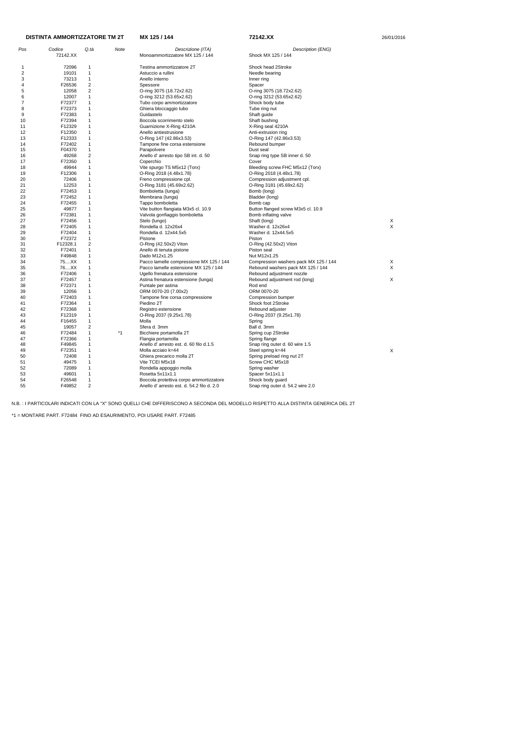**DISTINTA AMMORTIZZATORE TM 2T** **MX 125 / 144** **72142.XX** 26/01/2016

| Pos | Codice | Q.tà | Note | Descrizione (ITA) | Description (ENG) | |
|---|---|---|---|---|---|---|
| | 72142.XX | | | Monoammortizzatore MX 125 / 144 | Shock MX 125 / 144 | |
| 1 | 72096 | 1 | | Testina ammortizzatore 2T | Shock head 2Stroke | |
| 2 | 19101 | 1 | | Astuccio a rullini | Needle bearing | |
| 3 | 73213 | 1 | | Anello interno | Inner ring | |
| 4 | F26536 | 2 | | Spessore | Spacer | |
| 5 | 12058 | 2 | | O-ring 3075 (18.72x2.62) | O-ring 3075 (18.72x2.62) | |
| 6 | 12007 | 1 | | O-ring 3212 (53.65x2.62) | O-ring 3212 (53.65x2.62) | |
| 7 | F72377 | 1 | | Tubo corpo ammortizzatore | Shock body tube | |
| 8 | F72373 | 1 | | Ghiera bloccaggio tubo | Tube ring nut | |
| 9 | F72383 | 1 | | Guidastelo | Shaft guide | |
| 10 | F72394 | 1 | | Boccola scorrimento stelo | Shaft bushing | |
| 11 | F12329 | 1 | | Guarnizione X-Ring 4210A | X-Ring seal 4210A | |
| 12 | F12350 | 1 | | Anello antiestrusione | Anti-extrusion ring | |
| 13 | F12333 | 1 | | O-Ring 147 (42.86x3.53) | O-Ring 147 (42.86x3.53) | |
| 14 | F72402 | 1 | | Tampone fine corsa estensione | Rebound bumper | |
| 15 | F04370 | 1 | | Parapolvere | Dust seal | |
| 16 | 49268 | 2 | | Anello d' arresto tipo SB int. d. 50 | Snap ring type SB inner d. 50 | |
| 17 | F72350 | 1 | | Coperchio | Cover | |
| 18 | 49944 | 1 | | Vite spurgo TS M5x12 (Torx) | Bleeding screw FHC M5x12 (Torx) | |
| 19 | F12306 | 1 | | O-Ring 2018 (4.48x1.78) | O-Ring 2018 (4.48x1.78) | |
| 20 | 72406 | 1 | | Freno compressione cpl. | Compression adjustment cpl. | |
| 21 | 12253 | 1 | | O-Ring 3181 (45.69x2.62) | O-Ring 3181 (45.69x2.62) | |
| 22 | F72453 | 1 | | Bomboletta (lunga) | Bomb (long) | |
| 23 | F72452 | 1 | | Membrana (lunga) | Bladder (long) | |
| 24 | F72455 | 1 | | Tappo bomboletta | Bomb cap | |
| 25 | 49877 | 1 | | Vite button flangiata M3x5 cl. 10.9 | Button flanged screw M3x5 cl. 10.9 | |
| 26 | F72381 | 1 | | Valvola gonfiaggio bomboletta | Bomb inflating valve | |
| 27 | F72456 | 1 | | Stelo (lungo) | Shaft (long) | X |
| 28 | F72405 | 1 | | Rondella d. 12x26x4 | Washer d. 12x26x4 | X |
| 29 | F72404 | 1 | | Rondella d. 12x44.5x5 | Washer d. 12x44.5x5 | |
| 30 | F72372 | 1 | | Pistone | Piston | |
| 31 | F12328.1 | 2 | | O-Ring (42.50x2) Viton | O-Ring (42.50x2) Viton | |
| 32 | F72401 | 1 | | Anello di tenuta pistone | Piston seal | |
| 33 | F49848 | 1 | | Dado M12x1.25 | Nut M12x1.25 | |
| 34 | 75....XX | 1 | | Pacco lamelle compressione MX 125 / 144 | Compression washers pack MX 125 / 144 | X |
| 35 | 76....XX | 1 | | Pacco lamelle estensione MX 125 / 144 | Rebound washers pack MX 125 / 144 | X |
| 36 | F72406 | 1 | | Ugello frenatura estensione | Rebound adjustment nozzle | |
| 37 | F72457 | 1 | | Astina frenatura estensione (lunga) | Rebound adjustment rod (long) | X |
| 38 | F72371 | 1 | | Puntale per astina | Rod end | |
| 39 | 12056 | 1 | | ORM 0070-20 (7.00x2) | ORM 0070-20 | |
| 40 | F72403 | 1 | | Tampone fine corsa compressione | Compression bumper | |
| 41 | F72364 | 1 | | Piedino 2T | Shock foot 2Stroke | |
| 42 | F72368 | 1 | | Registro estensione | Rebound adjuster | |
| 43 | F12319 | 1 | | O-Ring 2037 (9.25x1.78) | O-Ring 2037 (9.25x1.78) | |
| 44 | F16455 | 1 | | Molla | Spring | |
| 45 | 19057 | 2 | | Sfera d. 3mm | Ball d. 3mm | |
| 46 | F72484 | 1 | *1 | Bicchiere portamolla 2T | Spring cup 2Stroke | |
| 47 | F72366 | 1 | | Flangia portamolla | Spring flange | |
| 48 | F49845 | 1 | | Anello d' arresto est. d. 60 filo d.1.5 | Snap ring outer d. 60 wire 1.5 | |
| 49 | F72351 | 1 | | Molla acciaio k=44 | Steel spring k=44 | X |
| 50 | 72408 | 1 | | Ghiera precarico molla 2T | Spring preload ring nut 2T | |
| 51 | 49475 | 1 | | Vite TCEI M5x18 | Screw CHC M5x18 | |
| 52 | 72089 | 1 | | Rondella appoggio molla | Spring washer | |
| 53 | 49601 | 1 | | Rosetta 5x11x1.1 | Spacer 5x11x1.1 | |
| 54 | F26548 | 1 | | Boccola protettiva corpo ammortizzatore | Shock body guard | |
| 55 | F49852 | 2 | | Anello d' arresto est. d. 54.2 filo d. 2.0 | Snap ring outer d. 54.2 wire 2.0 | |

N.B. : I PARTICOLARI INDICATI CON LA "X" SONO QUELLI CHE DIFFERISCONO A SECONDA DEL MODELLO RISPETTO ALLA DISTINTA GENERICA DEL 2T

*1 = MONTARE PART. F72484 FINO AD ESAURIMENTO, POI USARE PART. F72485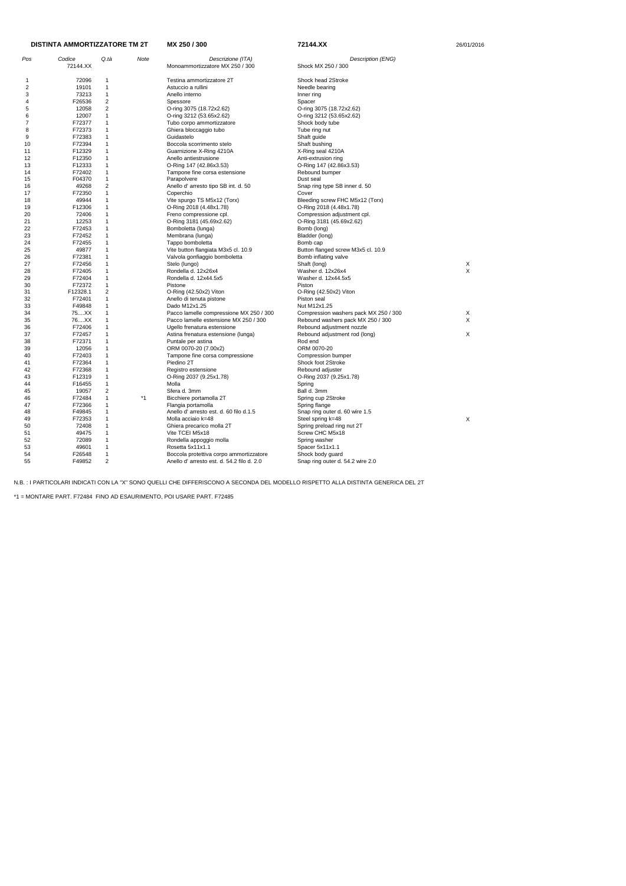**DISTINTA AMMORTIZZATORE TM 2T** **MX 250 / 300** **72144.XX** 26/01/2016

| Pos | Codice | Q.tà | Note | Descrizione (ITA) | Description (ENG) | |
|---|---|---|---|---|---|---|
| | 72144.XX | | | Monoammortizzatore MX 250 / 300 | Shock MX 250 / 300 | |
| 1 | 72096 | 1 | | Testina ammortizzatore 2T | Shock head 2Stroke | |
| 2 | 19101 | 1 | | Astuccio a rullini | Needle bearing | |
| 3 | 73213 | 1 | | Anello interno | Inner ring | |
| 4 | F26536 | 2 | | Spessore | Spacer | |
| 5 | 12058 | 2 | | O-ring 3075 (18.72x2.62) | O-ring 3075 (18.72x2.62) | |
| 6 | 12007 | 1 | | O-ring 3212 (53.65x2.62) | O-ring 3212 (53.65x2.62) | |
| 7 | F72377 | 1 | | Tubo corpo ammortizzatore | Shock body tube | |
| 8 | F72373 | 1 | | Ghiera bloccaggio tubo | Tube ring nut | |
| 9 | F72383 | 1 | | Guidastelo | Shaft guide | |
| 10 | F72394 | 1 | | Boccola scorrimento stelo | Shaft bushing | |
| 11 | F12329 | 1 | | Guarnizione X-Ring 4210A | X-Ring seal 4210A | |
| 12 | F12350 | 1 | | Anello antiestrusione | Anti-extrusion ring | |
| 13 | F12333 | 1 | | O-Ring 147 (42.86x3.53) | O-Ring 147 (42.86x3.53) | |
| 14 | F72402 | 1 | | Tampone fine corsa estensione | Rebound bumper | |
| 15 | F04370 | 1 | | Parapolvere | Dust seal | |
| 16 | 49268 | 2 | | Anello d' arresto tipo SB int. d. 50 | Snap ring type SB inner d. 50 | |
| 17 | F72350 | 1 | | Coperchio | Cover | |
| 18 | 49944 | 1 | | Vite spurgo TS M5x12 (Torx) | Bleeding screw FHC M5x12 (Torx) | |
| 19 | F12306 | 1 | | O-Ring 2018 (4.48x1.78) | O-Ring 2018 (4.48x1.78) | |
| 20 | 72406 | 1 | | Freno compressione cpl. | Compression adjustment cpl. | |
| 21 | 12253 | 1 | | O-Ring 3181 (45.69x2.62) | O-Ring 3181 (45.69x2.62) | |
| 22 | F72453 | 1 | | Bomboletta (lunga) | Bomb (long) | |
| 23 | F72452 | 1 | | Membrana (lunga) | Bladder (long) | |
| 24 | F72455 | 1 | | Tappo bomboletta | Bomb cap | |
| 25 | 49877 | 1 | | Vite button flangiata M3x5 cl. 10.9 | Button flanged screw M3x5 cl. 10.9 | |
| 26 | F72381 | 1 | | Valvola gonfiaggio bomboletta | Bomb inflating valve | |
| 27 | F72456 | 1 | | Stelo (lungo) | Shaft (long) | X |
| 28 | F72405 | 1 | | Rondella d. 12x26x4 | Washer d. 12x26x4 | X |
| 29 | F72404 | 1 | | Rondella d. 12x44.5x5 | Washer d. 12x44.5x5 | |
| 30 | F72372 | 1 | | Pistone | Piston | |
| 31 | F12328.1 | 2 | | O-Ring (42.50x2) Viton | O-Ring (42.50x2) Viton | |
| 32 | F72401 | 1 | | Anello di tenuta pistone | Piston seal | |
| 33 | F49848 | 1 | | Dado M12x1.25 | Nut M12x1.25 | |
| 34 | 75....XX | 1 | | Pacco lamelle compressione MX 250 / 300 | Compression washers pack MX 250 / 300 | X |
| 35 | 76....XX | 1 | | Pacco lamelle estensione MX 250 / 300 | Rebound washers pack MX 250 / 300 | X |
| 36 | F72406 | 1 | | Ugello frenatura estensione | Rebound adjustment nozzle | |
| 37 | F72457 | 1 | | Astina frenatura estensione (lunga) | Rebound adjustment rod (long) | X |
| 38 | F72371 | 1 | | Puntale per astina | Rod end | |
| 39 | 12056 | 1 | | ORM 0070-20 (7.00x2) | ORM 0070-20 | |
| 40 | F72403 | 1 | | Tampone fine corsa compressione | Compression bumper | |
| 41 | F72364 | 1 | | Piedino 2T | Shock foot 2Stroke | |
| 42 | F72368 | 1 | | Registro estensione | Rebound adjuster | |
| 43 | F12319 | 1 | | O-Ring 2037 (9.25x1.78) | O-Ring 2037 (9.25x1.78) | |
| 44 | F16455 | 1 | | Molla | Spring | |
| 45 | 19057 | 2 | | Sfera d. 3mm | Ball d. 3mm | |
| 46 | F72484 | 1 | *1 | Bicchiere portamolla 2T | Spring cup 2Stroke | |
| 47 | F72366 | 1 | | Flangia portamolla | Spring flange | |
| 48 | F49845 | 1 | | Anello d' arresto est. d. 60 filo d.1.5 | Snap ring outer d. 60 wire 1.5 | |
| 49 | F72353 | 1 | | Molla acciaio k=48 | Steel spring k=48 | X |
| 50 | 72408 | 1 | | Ghiera precarico molla 2T | Spring preload ring nut 2T | |
| 51 | 49475 | 1 | | Vite TCEI M5x18 | Screw CHC M5x18 | |
| 52 | 72089 | 1 | | Rondella appoggio molla | Spring washer | |
| 53 | 49601 | 1 | | Rosetta 5x11x1.1 | Spacer 5x11x1.1 | |
| 54 | F26548 | 1 | | Boccola protettiva corpo ammortizzatore | Shock body guard | |
| 55 | F49852 | 2 | | Anello d' arresto est. d. 54.2 filo d. 2.0 | Snap ring outer d. 54.2 wire 2.0 | |

N.B. : I PARTICOLARI INDICATI CON LA "X" SONO QUELLI CHE DIFFERISCONO A SECONDA DEL MODELLO RISPETTO ALLA DISTINTA GENERICA DEL 2T

*1 = MONTARE PART. F72484 FINO AD ESAURIMENTO, POI USARE PART. F72485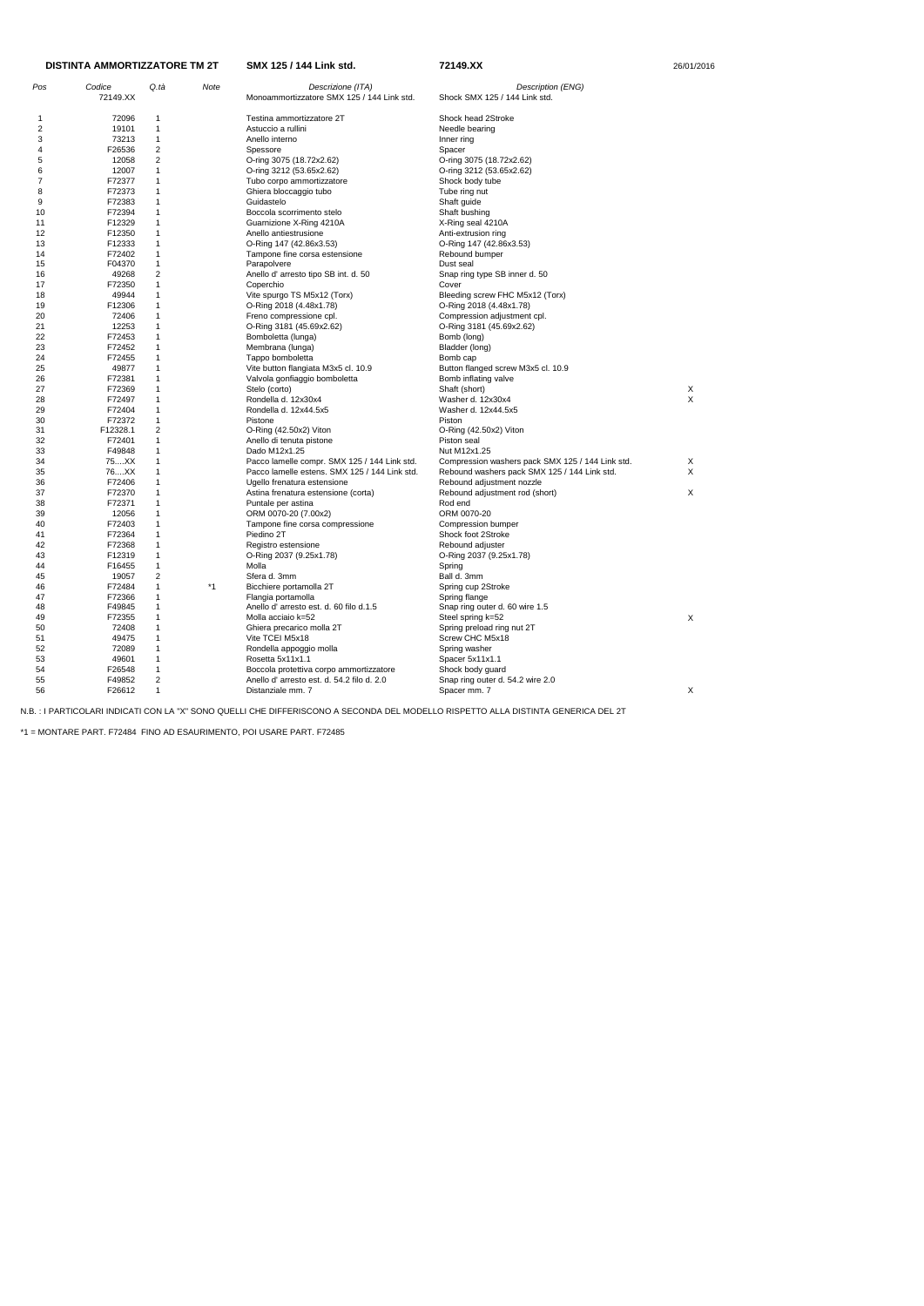**DISTINTA AMMORTIZZATORE TM 2T** **SMX 125 / 144 Link std.** **72149.XX** 26/01/2016

| *Pos* | *Codice* | *Q.tà* | *Note* | *Descrizione (ITA)* | *Description (ENG)* | |
|---|---|---|---|---|---|---|
| | 72149.XX | | | Monoammortizzatore SMX 125 / 144 Link std. | Shock SMX 125 / 144 Link std. | |
| 1 | 72096 | 1 | | Testina ammortizzatore 2T | Shock head 2Stroke | |
| 2 | 19101 | 1 | | Astuccio a rullini | Needle bearing | |
| 3 | 73213 | 1 | | Anello interno | Inner ring | |
| 4 | F26536 | 2 | | Spessore | Spacer | |
| 5 | 12058 | 2 | | O-ring 3075 (18.72x2.62) | O-ring 3075 (18.72x2.62) | |
| 6 | 12007 | 1 | | O-ring 3212 (53.65x2.62) | O-ring 3212 (53.65x2.62) | |
| 7 | F72377 | 1 | | Tubo corpo ammortizzatore | Shock body tube | |
| 8 | F72373 | 1 | | Ghiera bloccaggio tubo | Tube ring nut | |
| 9 | F72383 | 1 | | Guidastelo | Shaft guide | |
| 10 | F72394 | 1 | | Boccola scorrimento stelo | Shaft bushing | |
| 11 | F12329 | 1 | | Guarnizione X-Ring 4210A | X-Ring seal 4210A | |
| 12 | F12350 | 1 | | Anello antiestrusione | Anti-extrusion ring | |
| 13 | F12333 | 1 | | O-Ring 147 (42.86x3.53) | O-Ring 147 (42.86x3.53) | |
| 14 | F72402 | 1 | | Tampone fine corsa estensione | Rebound bumper | |
| 15 | F04370 | 1 | | Parapolvere | Dust seal | |
| 16 | 49268 | 2 | | Anello d' arresto tipo SB int. d. 50 | Snap ring type SB inner d. 50 | |
| 17 | F72350 | 1 | | Coperchio | Cover | |
| 18 | 49944 | 1 | | Vite spurgo TS M5x12 (Torx) | Bleeding screw FHC M5x12 (Torx) | |
| 19 | F12306 | 1 | | O-Ring 2018 (4.48x1.78) | O-Ring 2018 (4.48x1.78) | |
| 20 | 72406 | 1 | | Freno compressione cpl. | Compression adjustment cpl. | |
| 21 | 12253 | 1 | | O-Ring 3181 (45.69x2.62) | O-Ring 3181 (45.69x2.62) | |
| 22 | F72453 | 1 | | Bomboletta (lunga) | Bomb (long) | |
| 23 | F72452 | 1 | | Membrana (lunga) | Bladder (long) | |
| 24 | F72455 | 1 | | Tappo bomboletta | Bomb cap | |
| 25 | 49877 | 1 | | Vite button flangiata M3x5 cl. 10.9 | Button flanged screw M3x5 cl. 10.9 | |
| 26 | F72381 | 1 | | Valvola gonfiaggio bomboletta | Bomb inflating valve | |
| 27 | F72369 | 1 | | Stelo (corto) | Shaft (short) | X |
| 28 | F72497 | 1 | | Rondella d. 12x30x4 | Washer d. 12x30x4 | X |
| 29 | F72404 | 1 | | Rondella d. 12x44.5x5 | Washer d. 12x44.5x5 | |
| 30 | F72372 | 1 | | Pistone | Piston | |
| 31 | F12328.1 | 2 | | O-Ring (42.50x2) Viton | O-Ring (42.50x2) Viton | |
| 32 | F72401 | 1 | | Anello di tenuta pistone | Piston seal | |
| 33 | F49848 | 1 | | Dado M12x1.25 | Nut M12x1.25 | |
| 34 | 75....XX | 1 | | Pacco lamelle compr. SMX 125 / 144 Link std. | Compression washers pack SMX 125 / 144 Link std. | X |
| 35 | 76....XX | 1 | | Pacco lamelle estens. SMX 125 / 144 Link std. | Rebound washers pack SMX 125 / 144 Link std. | X |
| 36 | F72406 | 1 | | Ugello frenatura estensione | Rebound adjustment nozzle | |
| 37 | F72370 | 1 | | Astina frenatura estensione (corta) | Rebound adjustment rod (short) | X |
| 38 | F72371 | 1 | | Puntale per astina | Rod end | |
| 39 | 12056 | 1 | | ORM 0070-20 (7.00x2) | ORM 0070-20 | |
| 40 | F72403 | 1 | | Tampone fine corsa compressione | Compression bumper | |
| 41 | F72364 | 1 | | Piedino 2T | Shock foot 2Stroke | |
| 42 | F72368 | 1 | | Registro estensione | Rebound adjuster | |
| 43 | F12319 | 1 | | O-Ring 2037 (9.25x1.78) | O-Ring 2037 (9.25x1.78) | |
| 44 | F16455 | 1 | | Molla | Spring | |
| 45 | 19057 | 2 | | Sfera d. 3mm | Ball d. 3mm | |
| 46 | F72484 | 1 | *1 | Bicchiere portamolla 2T | Spring cup 2Stroke | |
| 47 | F72366 | 1 | | Flangia portamolla | Spring flange | |
| 48 | F49845 | 1 | | Anello d' arresto est. d. 60 filo d.1.5 | Snap ring outer d. 60 wire 1.5 | |
| 49 | F72355 | 1 | | Molla acciaio k=52 | Steel spring k=52 | X |
| 50 | 72408 | 1 | | Ghiera precarico molla 2T | Spring preload ring nut 2T | |
| 51 | 49475 | 1 | | Vite TCEI M5x18 | Screw CHC M5x18 | |
| 52 | 72089 | 1 | | Rondella appoggio molla | Spring washer | |
| 53 | 49601 | 1 | | Rosetta 5x11x1.1 | Spacer 5x11x1.1 | |
| 54 | F26548 | 1 | | Boccola protettiva corpo ammortizzatore | Shock body guard | |
| 55 | F49852 | 2 | | Anello d' arresto est. d. 54.2 filo d. 2.0 | Snap ring outer d. 54.2 wire 2.0 | |
| 56 | F26612 | 1 | | Distanziale mm. 7 | Spacer mm. 7 | X |

N.B. : I PARTICOLARI INDICATI CON LA "X" SONO QUELLI CHE DIFFERISCONO A SECONDA DEL MODELLO RISPETTO ALLA DISTINTA GENERICA DEL 2T

*1 = MONTARE PART. F72484 FINO AD ESAURIMENTO, POI USARE PART. F72485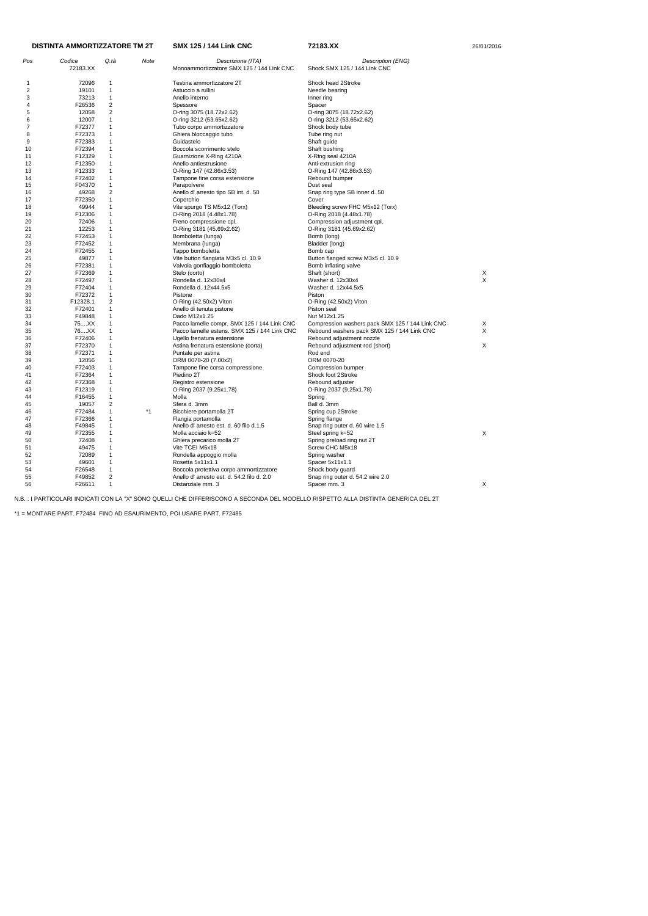**DISTINTA AMMORTIZZATORE TM 2T** | **SMX 125 / 144 Link CNC** | **72183.XX** | 26/01/2016

| Pos | Codice | Q.tà | Note | Descrizione (ITA) | Description (ENG) | |
|---|---|---|---|---|---|---|
| | 72183.XX | | | Monoammortizzatore SMX 125 / 144 Link CNC | Shock SMX 125 / 144 Link CNC | |
| 1 | 72096 | 1 | | Testina ammortizzatore 2T | Shock head 2Stroke | |
| 2 | 19101 | 1 | | Astuccio a rullini | Needle bearing | |
| 3 | 73213 | 1 | | Anello interno | Inner ring | |
| 4 | F26536 | 2 | | Spessore | Spacer | |
| 5 | 12058 | 2 | | O-ring 3075 (18.72x2.62) | O-ring 3075 (18.72x2.62) | |
| 6 | 12007 | 1 | | O-ring 3212 (53.65x2.62) | O-ring 3212 (53.65x2.62) | |
| 7 | F72377 | 1 | | Tubo corpo ammortizzatore | Shock body tube | |
| 8 | F72373 | 1 | | Ghiera bloccaggio tubo | Tube ring nut | |
| 9 | F72383 | 1 | | Guidastelo | Shaft guide | |
| 10 | F72394 | 1 | | Boccola scorrimento stelo | Shaft bushing | |
| 11 | F12329 | 1 | | Guarnizione X-Ring 4210A | X-Ring seal 4210A | |
| 12 | F12350 | 1 | | Anello antiestrusione | Anti-extrusion ring | |
| 13 | F12333 | 1 | | O-Ring 147 (42.86x3.53) | O-Ring 147 (42.86x3.53) | |
| 14 | F72402 | 1 | | Tampone fine corsa estensione | Rebound bumper | |
| 15 | F04370 | 1 | | Parapolvere | Dust seal | |
| 16 | 49268 | 2 | | Anello d' arresto tipo SB int. d. 50 | Snap ring type SB inner d. 50 | |
| 17 | F72350 | 1 | | Coperchio | Cover | |
| 18 | 49944 | 1 | | Vite spurgo TS M5x12 (Torx) | Bleeding screw FHC M5x12 (Torx) | |
| 19 | F12306 | 1 | | O-Ring 2018 (4.48x1.78) | O-Ring 2018 (4.48x1.78) | |
| 20 | 72406 | 1 | | Freno compressione cpl. | Compression adjustment cpl. | |
| 21 | 12253 | 1 | | O-Ring 3181 (45.69x2.62) | O-Ring 3181 (45.69x2.62) | |
| 22 | F72453 | 1 | | Bomboletta (lunga) | Bomb (long) | |
| 23 | F72452 | 1 | | Membrana (lunga) | Bladder (long) | |
| 24 | F72455 | 1 | | Tappo bomboletta | Bomb cap | |
| 25 | 49877 | 1 | | Vite button flangiata M3x5 cl. 10.9 | Button flanged screw M3x5 cl. 10.9 | |
| 26 | F72381 | 1 | | Valvola gonfiaggio bomboletta | Bomb inflating valve | |
| 27 | F72369 | 1 | | Stelo (corto) | Shaft (short) | X |
| 28 | F72497 | 1 | | Rondella d. 12x30x4 | Washer d. 12x30x4 | X |
| 29 | F72404 | 1 | | Rondella d. 12x44.5x5 | Washer d. 12x44.5x5 | |
| 30 | F72372 | 1 | | Pistone | Piston | |
| 31 | F12328.1 | 2 | | O-Ring (42.50x2) Viton | O-Ring (42.50x2) Viton | |
| 32 | F72401 | 1 | | Anello di tenuta pistone | Piston seal | |
| 33 | F49848 | 1 | | Dado M12x1.25 | Nut M12x1.25 | |
| 34 | 75....XX | 1 | | Pacco lamelle compr. SMX 125 / 144 Link CNC | Compression washers pack SMX 125 / 144 Link CNC | X |
| 35 | 76....XX | 1 | | Pacco lamelle estens. SMX 125 / 144 Link CNC | Rebound washers pack SMX 125 / 144 Link CNC | X |
| 36 | F72406 | 1 | | Ugello frenatura estensione | Rebound adjustment nozzle | |
| 37 | F72370 | 1 | | Astina frenatura estensione (corta) | Rebound adjustment rod (short) | X |
| 38 | F72371 | 1 | | Puntale per astina | Rod end | |
| 39 | 12056 | 1 | | ORM 0070-20 (7.00x2) | ORM 0070-20 | |
| 40 | F72403 | 1 | | Tampone fine corsa compressione | Compression bumper | |
| 41 | F72364 | 1 | | Piedino 2T | Shock foot 2Stroke | |
| 42 | F72368 | 1 | | Registro estensione | Rebound adjuster | |
| 43 | F12319 | 1 | | O-Ring 2037 (9.25x1.78) | O-Ring 2037 (9.25x1.78) | |
| 44 | F16455 | 1 | | Molla | Spring | |
| 45 | 19057 | 2 | | Sfera d. 3mm | Ball d. 3mm | |
| 46 | F72484 | 1 | *1 | Bicchiere portamolla 2T | Spring cup 2Stroke | |
| 47 | F72366 | 1 | | Flangia portamolla | Spring flange | |
| 48 | F49845 | 1 | | Anello d' arresto est. d. 60 filo d.1.5 | Snap ring outer d. 60 wire 1.5 | |
| 49 | F72355 | 1 | | Molla acciaio k=52 | Steel spring k=52 | X |
| 50 | 72408 | 1 | | Ghiera precarico molla 2T | Spring preload ring nut 2T | |
| 51 | 49475 | 1 | | Vite TCEI M5x18 | Screw CHC M5x18 | |
| 52 | 72089 | 1 | | Rondella appoggio molla | Spring washer | |
| 53 | 49601 | 1 | | Rosetta 5x11x1.1 | Spacer 5x11x1.1 | |
| 54 | F26548 | 1 | | Boccola protettiva corpo ammortizzatore | Shock body guard | |
| 55 | F49852 | 2 | | Anello d' arresto est. d. 54.2 filo d. 2.0 | Snap ring outer d. 54.2 wire 2.0 | |
| 56 | F26611 | 1 | | Distanziale mm. 3 | Spacer mm. 3 | X |

N.B. : I PARTICOLARI INDICATI CON LA "X" SONO QUELLI CHE DIFFERISCONO A SECONDA DEL MODELLO RISPETTO ALLA DISTINTA GENERICA DEL 2T

*1 = MONTARE PART. F72484 FINO AD ESAURIMENTO, POI USARE PART. F72485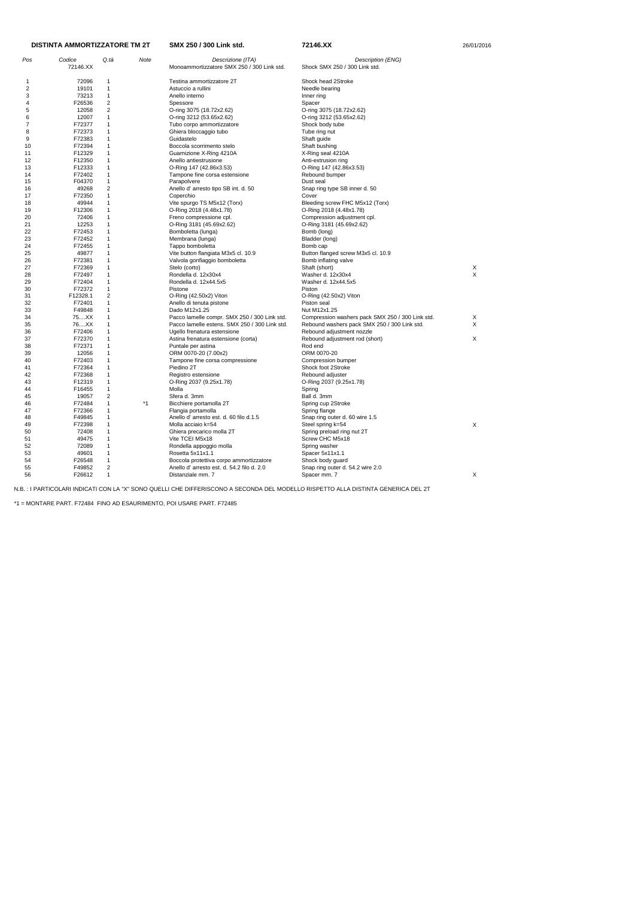**DISTINTA AMMORTIZZATORE TM 2T** **SMX 250 / 300 Link std.** **72146.XX** 26/01/2016

| Pos | Codice | Q.tà | Note | Descrizione (ITA) | Description (ENG) | |
|---|---|---|---|---|---|---|
| | 72146.XX | | | Monoammortizzatore SMX 250 / 300 Link std. | Shock SMX 250 / 300 Link std. | |
| 1 | 72096 | 1 | | Testina ammortizzatore 2T | Shock head 2Stroke | |
| 2 | 19101 | 1 | | Astuccio a rullini | Needle bearing | |
| 3 | 73213 | 1 | | Anello interno | Inner ring | |
| 4 | F26536 | 2 | | Spessore | Spacer | |
| 5 | 12058 | 2 | | O-ring 3075 (18.72x2.62) | O-ring 3075 (18.72x2.62) | |
| 6 | 12007 | 1 | | O-ring 3212 (53.65x2.62) | O-ring 3212 (53.65x2.62) | |
| 7 | F72377 | 1 | | Tubo corpo ammortizzatore | Shock body tube | |
| 8 | F72373 | 1 | | Ghiera bloccaggio tubo | Tube ring nut | |
| 9 | F72383 | 1 | | Guidastelo | Shaft guide | |
| 10 | F72394 | 1 | | Boccola scorrimento stelo | Shaft bushing | |
| 11 | F12329 | 1 | | Guarnizione X-Ring 4210A | X-Ring seal 4210A | |
| 12 | F12350 | 1 | | Anello antiestrusione | Anti-extrusion ring | |
| 13 | F12333 | 1 | | O-Ring 147 (42.86x3.53) | O-Ring 147 (42.86x3.53) | |
| 14 | F72402 | 1 | | Tampone fine corsa estensione | Rebound bumper | |
| 15 | F04370 | 1 | | Parapolvere | Dust seal | |
| 16 | 49268 | 2 | | Anello d' arresto tipo SB int. d. 50 | Snap ring type SB inner d. 50 | |
| 17 | F72350 | 1 | | Coperchio | Cover | |
| 18 | 49944 | 1 | | Vite spurgo TS M5x12 (Torx) | Bleeding screw FHC M5x12 (Torx) | |
| 19 | F12306 | 1 | | O-Ring 2018 (4.48x1.78) | O-Ring 2018 (4.48x1.78) | |
| 20 | 72406 | 1 | | Freno compressione cpl. | Compression adjustment cpl. | |
| 21 | 12253 | 1 | | O-Ring 3181 (45.69x2.62) | O-Ring 3181 (45.69x2.62) | |
| 22 | F72453 | 1 | | Bomboletta (lunga) | Bomb (long) | |
| 23 | F72452 | 1 | | Membrana (lunga) | Bladder (long) | |
| 24 | F72455 | 1 | | Tappo bomboletta | Bomb cap | |
| 25 | 49877 | 1 | | Vite button flangiata M3x5 cl. 10.9 | Button flanged screw M3x5 cl. 10.9 | |
| 26 | F72381 | 1 | | Valvola gonfiaggio bomboletta | Bomb inflating valve | |
| 27 | F72369 | 1 | | Stelo (corto) | Shaft (short) | X |
| 28 | F72497 | 1 | | Rondella d. 12x30x4 | Washer d. 12x30x4 | X |
| 29 | F72404 | 1 | | Rondella d. 12x44.5x5 | Washer d. 12x44.5x5 | |
| 30 | F72372 | 1 | | Pistone | Piston | |
| 31 | F12328.1 | 2 | | O-Ring (42.50x2) Viton | O-Ring (42.50x2) Viton | |
| 32 | F72401 | 1 | | Anello di tenuta pistone | Piston seal | |
| 33 | F49848 | 1 | | Dado M12x1.25 | Nut M12x1.25 | |
| 34 | 75....XX | 1 | | Pacco lamelle compr. SMX 250 / 300 Link std. | Compression washers pack SMX 250 / 300 Link std. | X |
| 35 | 76....XX | 1 | | Pacco lamelle estens. SMX 250 / 300 Link std. | Rebound washers pack SMX 250 / 300 Link std. | X |
| 36 | F72406 | 1 | | Ugello frenatura estensione | Rebound adjustment nozzle | |
| 37 | F72370 | 1 | | Astina frenatura estensione (corta) | Rebound adjustment rod (short) | X |
| 38 | F72371 | 1 | | Puntale per astina | Rod end | |
| 39 | 12056 | 1 | | ORM 0070-20 (7.00x2) | ORM 0070-20 | |
| 40 | F72403 | 1 | | Tampone fine corsa compressione | Compression bumper | |
| 41 | F72364 | 1 | | Piedino 2T | Shock foot 2Stroke | |
| 42 | F72368 | 1 | | Registro estensione | Rebound adjuster | |
| 43 | F12319 | 1 | | O-Ring 2037 (9.25x1.78) | O-Ring 2037 (9.25x1.78) | |
| 44 | F16455 | 1 | | Molla | Spring | |
| 45 | 19057 | 2 | | Sfera d. 3mm | Ball d. 3mm | |
| 46 | F72484 | 1 | *1 | Bicchiere portamolla 2T | Spring cup 2Stroke | |
| 47 | F72366 | 1 | | Flangia portamolla | Spring flange | |
| 48 | F49845 | 1 | | Anello d' arresto est. d. 60 filo d.1.5 | Snap ring outer d. 60 wire 1.5 | |
| 49 | F72398 | 1 | | Molla acciaio k=54 | Steel spring k=54 | X |
| 50 | 72408 | 1 | | Ghiera precarico molla 2T | Spring preload ring nut 2T | |
| 51 | 49475 | 1 | | Vite TCEI M5x18 | Screw CHC M5x18 | |
| 52 | 72089 | 1 | | Rondella appoggio molla | Spring washer | |
| 53 | 49601 | 1 | | Rosetta 5x11x1.1 | Spacer 5x11x1.1 | |
| 54 | F26548 | 1 | | Boccola protettiva corpo ammortizzatore | Shock body guard | |
| 55 | F49852 | 2 | | Anello d' arresto est. d. 54.2 filo d. 2.0 | Snap ring outer d. 54.2 wire 2.0 | |
| 56 | F26612 | 1 | | Distanziale mm. 7 | Spacer mm. 7 | X |

N.B. : I PARTICOLARI INDICATI CON LA "X" SONO QUELLI CHE DIFFERISCONO A SECONDA DEL MODELLO RISPETTO ALLA DISTINTA GENERICA DEL 2T

*1 = MONTARE PART. F72484 FINO AD ESAURIMENTO, POI USARE PART. F72485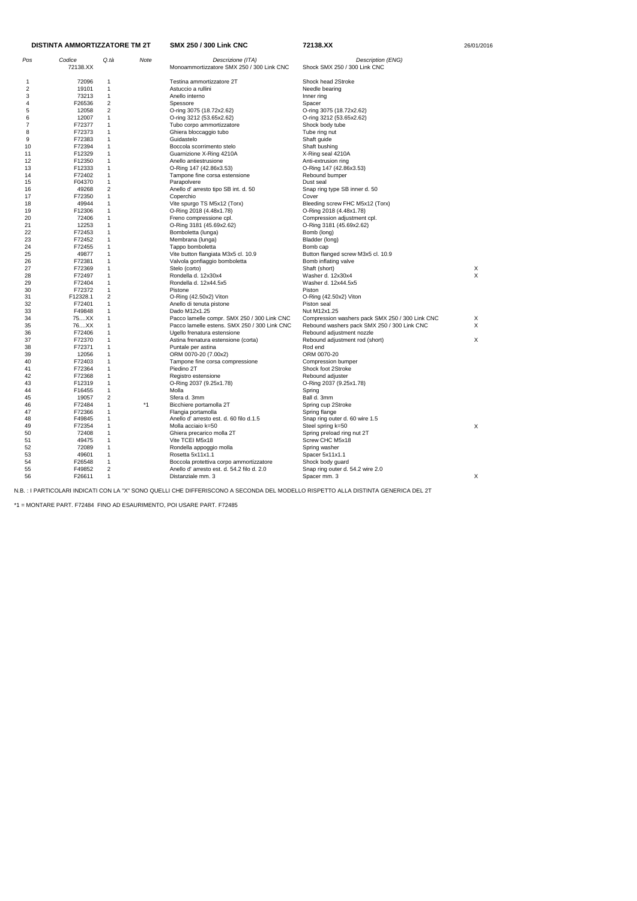**DISTINTA AMMORTIZZATORE TM 2T** **SMX 250 / 300 Link CNC** **72138.XX** 26/01/2016

| Pos | Codice | Q.tà | Note | Descrizione (ITA) | Description (ENG) | |
|---|---|---|---|---|---|---|
| | 72138.XX | | | Monoammortizzatore SMX 250 / 300 Link CNC | Shock SMX 250 / 300 Link CNC | |
| 1 | 72096 | 1 | | Testina ammortizzatore 2T | Shock head 2Stroke | |
| 2 | 19101 | 1 | | Astuccio a rullini | Needle bearing | |
| 3 | 73213 | 1 | | Anello interno | Inner ring | |
| 4 | F26536 | 2 | | Spessore | Spacer | |
| 5 | 12058 | 2 | | O-ring 3075 (18.72x2.62) | O-ring 3075 (18.72x2.62) | |
| 6 | 12007 | 1 | | O-ring 3212 (53.65x2.62) | O-ring 3212 (53.65x2.62) | |
| 7 | F72377 | 1 | | Tubo corpo ammortizzatore | Shock body tube | |
| 8 | F72373 | 1 | | Ghiera bloccaggio tubo | Tube ring nut | |
| 9 | F72383 | 1 | | Guidastelo | Shaft guide | |
| 10 | F72394 | 1 | | Boccola scorrimento stelo | Shaft bushing | |
| 11 | F12329 | 1 | | Guarnizione X-Ring 4210A | X-Ring seal 4210A | |
| 12 | F12350 | 1 | | Anello antiestrusione | Anti-extrusion ring | |
| 13 | F12333 | 1 | | O-Ring 147 (42.86x3.53) | O-Ring 147 (42.86x3.53) | |
| 14 | F72402 | 1 | | Tampone fine corsa estensione | Rebound bumper | |
| 15 | F04370 | 1 | | Parapolvere | Dust seal | |
| 16 | 49268 | 2 | | Anello d' arresto tipo SB int. d. 50 | Snap ring type SB inner d. 50 | |
| 17 | F72350 | 1 | | Coperchio | Cover | |
| 18 | 49944 | 1 | | Vite spurgo TS M5x12 (Torx) | Bleeding screw FHC M5x12 (Torx) | |
| 19 | F12306 | 1 | | O-Ring 2018 (4.48x1.78) | O-Ring 2018 (4.48x1.78) | |
| 20 | 72406 | 1 | | Freno compressione cpl. | Compression adjustment cpl. | |
| 21 | 12253 | 1 | | O-Ring 3181 (45.69x2.62) | O-Ring 3181 (45.69x2.62) | |
| 22 | F72453 | 1 | | Bomboletta (lunga) | Bomb (long) | |
| 23 | F72452 | 1 | | Membrana (lunga) | Bladder (long) | |
| 24 | F72455 | 1 | | Tappo bomboletta | Bomb cap | |
| 25 | 49877 | 1 | | Vite button flangiata M3x5 cl. 10.9 | Button flanged screw M3x5 cl. 10.9 | |
| 26 | F72381 | 1 | | Valvola gonfiaggio bomboletta | Bomb inflating valve | |
| 27 | F72369 | 1 | | Stelo (corto) | Shaft (short) | X |
| 28 | F72497 | 1 | | Rondella d. 12x30x4 | Washer d. 12x30x4 | X |
| 29 | F72404 | 1 | | Rondella d. 12x44.5x5 | Washer d. 12x44.5x5 | |
| 30 | F72372 | 1 | | Pistone | Piston | |
| 31 | F12328.1 | 2 | | O-Ring (42.50x2) Viton | O-Ring (42.50x2) Viton | |
| 32 | F72401 | 1 | | Anello di tenuta pistone | Piston seal | |
| 33 | F49848 | 1 | | Dado M12x1.25 | Nut M12x1.25 | |
| 34 | 75....XX | 1 | | Pacco lamelle compr. SMX 250 / 300 Link CNC | Compression washers pack SMX 250 / 300 Link CNC | X |
| 35 | 76....XX | 1 | | Pacco lamelle estens. SMX 250 / 300 Link CNC | Rebound washers pack SMX 250 / 300 Link CNC | X |
| 36 | F72406 | 1 | | Ugello frenatura estensione | Rebound adjustment nozzle | |
| 37 | F72370 | 1 | | Astina frenatura estensione (corta) | Rebound adjustment rod (short) | X |
| 38 | F72371 | 1 | | Puntale per astina | Rod end | |
| 39 | 12056 | 1 | | ORM 0070-20 (7.00x2) | ORM 0070-20 | |
| 40 | F72403 | 1 | | Tampone fine corsa compressione | Compression bumper | |
| 41 | F72364 | 1 | | Piedino 2T | Shock foot 2Stroke | |
| 42 | F72368 | 1 | | Registro estensione | Rebound adjuster | |
| 43 | F12319 | 1 | | O-Ring 2037 (9.25x1.78) | O-Ring 2037 (9.25x1.78) | |
| 44 | F16455 | 1 | | Molla | Spring | |
| 45 | 19057 | 2 | | Sfera d. 3mm | Ball d. 3mm | |
| 46 | F72484 | 1 | *1 | Bicchiere portamolla 2T | Spring cup 2Stroke | |
| 47 | F72366 | 1 | | Flangia portamolla | Spring flange | |
| 48 | F49845 | 1 | | Anello d' arresto est. d. 60 filo d.1.5 | Snap ring outer d. 60 wire 1.5 | |
| 49 | F72354 | 1 | | Molla acciaio k=50 | Steel spring k=50 | X |
| 50 | 72408 | 1 | | Ghiera precarico molla 2T | Spring preload ring nut 2T | |
| 51 | 49475 | 1 | | Vite TCEI M5x18 | Screw CHC M5x18 | |
| 52 | 72089 | 1 | | Rondella appoggio molla | Spring washer | |
| 53 | 49601 | 1 | | Rosetta 5x11x1.1 | Spacer 5x11x1.1 | |
| 54 | F26548 | 1 | | Boccola protettiva corpo ammortizzatore | Shock body guard | |
| 55 | F49852 | 2 | | Anello d' arresto est. d. 54.2 filo d. 2.0 | Snap ring outer d. 54.2 wire 2.0 | |
| 56 | F26611 | 1 | | Distanziale mm. 3 | Spacer mm. 3 | X |

N.B. : I PARTICOLARI INDICATI CON LA "X" SONO QUELLI CHE DIFFERISCONO A SECONDA DEL MODELLO RISPETTO ALLA DISTINTA GENERICA DEL 2T

*1 = MONTARE PART. F72484 FINO AD ESAURIMENTO, POI USARE PART. F72485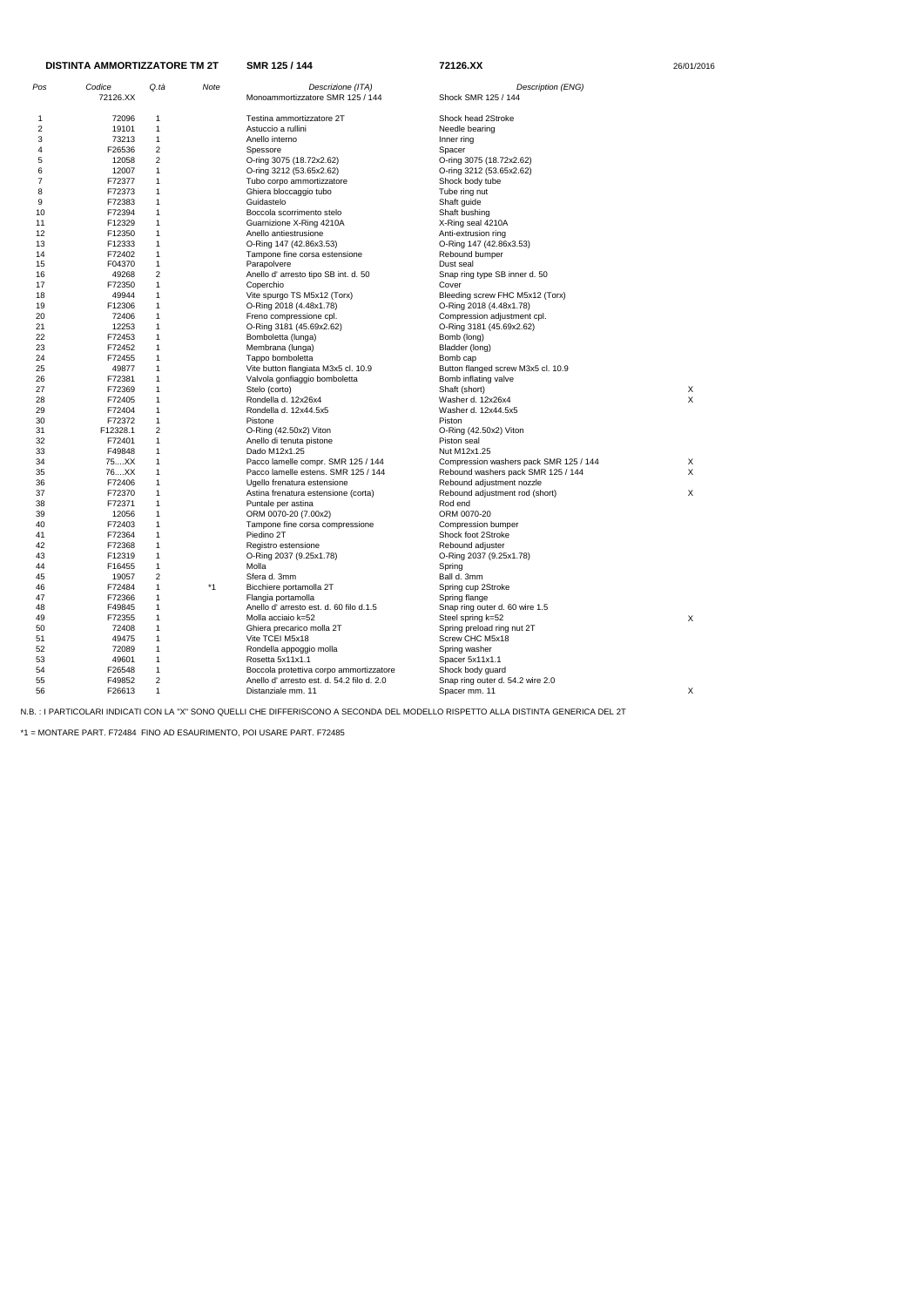**DISTINTA AMMORTIZZATORE TM 2T** **SMR 125 / 144** **72126.XX** 26/01/2016

| *Pos* | *Codice* | *Q.tà* | *Note* | *Descrizione (ITA)* | *Description (ENG)* | |
|---|---|---|---|---|---|---|
| | 72126.XX | | | Monoammortizzatore SMR 125 / 144 | Shock SMR 125 / 144 | |
| 1 | 72096 | 1 | | Testina ammortizzatore 2T | Shock head 2Stroke | |
| 2 | 19101 | 1 | | Astuccio a rullini | Needle bearing | |
| 3 | 73213 | 1 | | Anello interno | Inner ring | |
| 4 | F26536 | 2 | | Spessore | Spacer | |
| 5 | 12058 | 2 | | O-ring 3075 (18.72x2.62) | O-ring 3075 (18.72x2.62) | |
| 6 | 12007 | 1 | | O-ring 3212 (53.65x2.62) | O-ring 3212 (53.65x2.62) | |
| 7 | F72377 | 1 | | Tubo corpo ammortizzatore | Shock body tube | |
| 8 | F72373 | 1 | | Ghiera bloccaggio tubo | Tube ring nut | |
| 9 | F72383 | 1 | | Guidastelo | Shaft guide | |
| 10 | F72394 | 1 | | Boccola scorrimento stelo | Shaft bushing | |
| 11 | F12329 | 1 | | Guarnizione X-Ring 4210A | X-Ring seal 4210A | |
| 12 | F12350 | 1 | | Anello antiestrusione | Anti-extrusion ring | |
| 13 | F12333 | 1 | | O-Ring 147 (42.86x3.53) | O-Ring 147 (42.86x3.53) | |
| 14 | F72402 | 1 | | Tampone fine corsa estensione | Rebound bumper | |
| 15 | F04370 | 1 | | Parapolvere | Dust seal | |
| 16 | 49268 | 2 | | Anello d' arresto tipo SB int. d. 50 | Snap ring type SB inner d. 50 | |
| 17 | F72350 | 1 | | Coperchio | Cover | |
| 18 | 49944 | 1 | | Vite spurgo TS M5x12 (Torx) | Bleeding screw FHC M5x12 (Torx) | |
| 19 | F12306 | 1 | | O-Ring 2018 (4.48x1.78) | O-Ring 2018 (4.48x1.78) | |
| 20 | 72406 | 1 | | Freno compressione cpl. | Compression adjustment cpl. | |
| 21 | 12253 | 1 | | O-Ring 3181 (45.69x2.62) | O-Ring 3181 (45.69x2.62) | |
| 22 | F72453 | 1 | | Bomboletta (lunga) | Bomb (long) | |
| 23 | F72452 | 1 | | Membrana (lunga) | Bladder (long) | |
| 24 | F72455 | 1 | | Tappo bomboletta | Bomb cap | |
| 25 | 49877 | 1 | | Vite button flangiata M3x5 cl. 10.9 | Button flanged screw M3x5 cl. 10.9 | |
| 26 | F72381 | 1 | | Valvola gonfiaggio bomboletta | Bomb inflating valve | |
| 27 | F72369 | 1 | | Stelo (corto) | Shaft (short) | X |
| 28 | F72405 | 1 | | Rondella d. 12x26x4 | Washer d. 12x26x4 | X |
| 29 | F72404 | 1 | | Rondella d. 12x44.5x5 | Washer d. 12x44.5x5 | |
| 30 | F72372 | 1 | | Pistone | Piston | |
| 31 | F12328.1 | 2 | | O-Ring (42.50x2) Viton | O-Ring (42.50x2) Viton | |
| 32 | F72401 | 1 | | Anello di tenuta pistone | Piston seal | |
| 33 | F49848 | 1 | | Dado M12x1.25 | Nut M12x1.25 | |
| 34 | 75....XX | 1 | | Pacco lamelle compr. SMR 125 / 144 | Compression washers pack SMR 125 / 144 | X |
| 35 | 76....XX | 1 | | Pacco lamelle estens. SMR 125 / 144 | Rebound washers pack SMR 125 / 144 | X |
| 36 | F72406 | 1 | | Ugello frenatura estensione | Rebound adjustment nozzle | |
| 37 | F72370 | 1 | | Astina frenatura estensione (corta) | Rebound adjustment rod (short) | X |
| 38 | F72371 | 1 | | Puntale per astina | Rod end | |
| 39 | 12056 | 1 | | ORM 0070-20 (7.00x2) | ORM 0070-20 | |
| 40 | F72403 | 1 | | Tampone fine corsa compressione | Compression bumper | |
| 41 | F72364 | 1 | | Piedino 2T | Shock foot 2Stroke | |
| 42 | F72368 | 1 | | Registro estensione | Rebound adjuster | |
| 43 | F12319 | 1 | | O-Ring 2037 (9.25x1.78) | O-Ring 2037 (9.25x1.78) | |
| 44 | F16455 | 1 | | Molla | Spring | |
| 45 | 19057 | 2 | | Sfera d. 3mm | Ball d. 3mm | |
| 46 | F72484 | 1 | *1 | Bicchiere portamolla 2T | Spring cup 2Stroke | |
| 47 | F72366 | 1 | | Flangia portamolla | Spring flange | |
| 48 | F49845 | 1 | | Anello d' arresto est. d. 60 filo d.1.5 | Snap ring outer d. 60 wire 1.5 | |
| 49 | F72355 | 1 | | Molla acciaio k=52 | Steel spring k=52 | X |
| 50 | 72408 | 1 | | Ghiera precarico molla 2T | Spring preload ring nut 2T | |
| 51 | 49475 | 1 | | Vite TCEI M5x18 | Screw CHC M5x18 | |
| 52 | 72089 | 1 | | Rondella appoggio molla | Spring washer | |
| 53 | 49601 | 1 | | Rosetta 5x11x1.1 | Spacer 5x11x1.1 | |
| 54 | F26548 | 1 | | Boccola protettiva corpo ammortizzatore | Shock body guard | |
| 55 | F49852 | 2 | | Anello d' arresto est. d. 54.2 filo d. 2.0 | Snap ring outer d. 54.2 wire 2.0 | |
| 56 | F26613 | 1 | | Distanziale mm. 11 | Spacer mm. 11 | X |

N.B. : I PARTICOLARI INDICATI CON LA "X" SONO QUELLI CHE DIFFERISCONO A SECONDA DEL MODELLO RISPETTO ALLA DISTINTA GENERICA DEL 2T

*1 = MONTARE PART. F72484 FINO AD ESAURIMENTO, POI USARE PART. F72485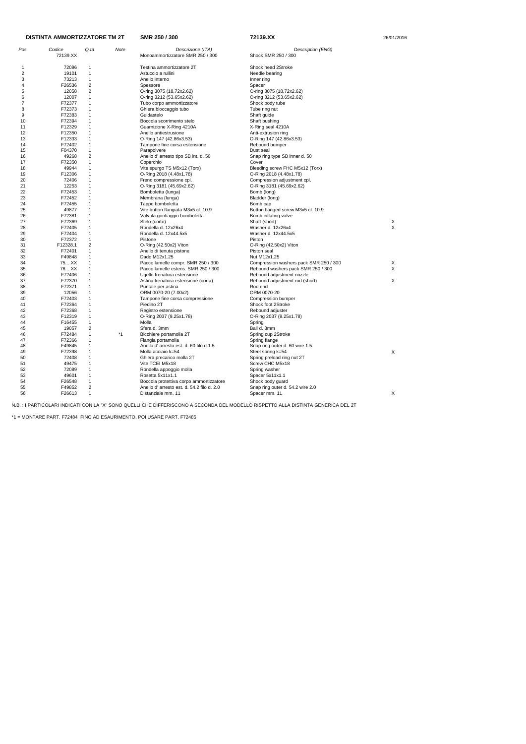**DISTINTA AMMORTIZZATORE TM 2T** **SMR 250 / 300** **72139.XX** 26/01/2016

| Pos | Codice | Q.tà | Note | Descrizione (ITA) | Description (ENG) | |
|---|---|---|---|---|---|---|
| | 72139.XX | | | Monoammortizzatore SMR 250 / 300 | Shock SMR 250 / 300 | |
| 1 | 72096 | 1 | | Testina ammortizzatore 2T | Shock head 2Stroke | |
| 2 | 19101 | 1 | | Astuccio a rullini | Needle bearing | |
| 3 | 73213 | 1 | | Anello interno | Inner ring | |
| 4 | F26536 | 2 | | Spessore | Spacer | |
| 5 | 12058 | 2 | | O-ring 3075 (18.72x2.62) | O-ring 3075 (18.72x2.62) | |
| 6 | 12007 | 1 | | O-ring 3212 (53.65x2.62) | O-ring 3212 (53.65x2.62) | |
| 7 | F72377 | 1 | | Tubo corpo ammortizzatore | Shock body tube | |
| 8 | F72373 | 1 | | Ghiera bloccaggio tubo | Tube ring nut | |
| 9 | F72383 | 1 | | Guidastelo | Shaft guide | |
| 10 | F72394 | 1 | | Boccola scorrimento stelo | Shaft bushing | |
| 11 | F12329 | 1 | | Guarnizione X-Ring 4210A | X-Ring seal 4210A | |
| 12 | F12350 | 1 | | Anello antiestrusione | Anti-extrusion ring | |
| 13 | F12333 | 1 | | O-Ring 147 (42.86x3.53) | O-Ring 147 (42.86x3.53) | |
| 14 | F72402 | 1 | | Tampone fine corsa estensione | Rebound bumper | |
| 15 | F04370 | 1 | | Parapolvere | Dust seal | |
| 16 | 49268 | 2 | | Anello d' arresto tipo SB int. d. 50 | Snap ring type SB inner d. 50 | |
| 17 | F72350 | 1 | | Coperchio | Cover | |
| 18 | 49944 | 1 | | Vite spurgo TS M5x12 (Torx) | Bleeding screw FHC M5x12 (Torx) | |
| 19 | F12306 | 1 | | O-Ring 2018 (4.48x1.78) | O-Ring 2018 (4.48x1.78) | |
| 20 | 72406 | 1 | | Freno compressione cpl. | Compression adjustment cpl. | |
| 21 | 12253 | 1 | | O-Ring 3181 (45.69x2.62) | O-Ring 3181 (45.69x2.62) | |
| 22 | F72453 | 1 | | Bomboletta (lunga) | Bomb (long) | |
| 23 | F72452 | 1 | | Membrana (lunga) | Bladder (long) | |
| 24 | F72455 | 1 | | Tappo bomboletta | Bomb cap | |
| 25 | 49877 | 1 | | Vite button flangiata M3x5 cl. 10.9 | Button flanged screw M3x5 cl. 10.9 | |
| 26 | F72381 | 1 | | Valvola gonfiaggio bomboletta | Bomb inflating valve | |
| 27 | F72369 | 1 | | Stelo (corto) | Shaft (short) | X |
| 28 | F72405 | 1 | | Rondella d. 12x26x4 | Washer d. 12x26x4 | X |
| 29 | F72404 | 1 | | Rondella d. 12x44.5x5 | Washer d. 12x44.5x5 | |
| 30 | F72372 | 1 | | Pistone | Piston | |
| 31 | F12328.1 | 2 | | O-Ring (42.50x2) Viton | O-Ring (42.50x2) Viton | |
| 32 | F72401 | 1 | | Anello di tenuta pistone | Piston seal | |
| 33 | F49848 | 1 | | Dado M12x1.25 | Nut M12x1.25 | |
| 34 | 75....XX | 1 | | Pacco lamelle compr. SMR 250 / 300 | Compression washers pack SMR 250 / 300 | X |
| 35 | 76....XX | 1 | | Pacco lamelle estens. SMR 250 / 300 | Rebound washers pack SMR 250 / 300 | X |
| 36 | F72406 | 1 | | Ugello frenatura estensione | Rebound adjustment nozzle | |
| 37 | F72370 | 1 | | Astina frenatura estensione (corta) | Rebound adjustment rod (short) | X |
| 38 | F72371 | 1 | | Puntale per astina | Rod end | |
| 39 | 12056 | 1 | | ORM 0070-20 (7.00x2) | ORM 0070-20 | |
| 40 | F72403 | 1 | | Tampone fine corsa compressione | Compression bumper | |
| 41 | F72364 | 1 | | Piedino 2T | Shock foot 2Stroke | |
| 42 | F72368 | 1 | | Registro estensione | Rebound adjuster | |
| 43 | F12319 | 1 | | O-Ring 2037 (9.25x1.78) | O-Ring 2037 (9.25x1.78) | |
| 44 | F16455 | 1 | | Molla | Spring | |
| 45 | 19057 | 2 | | Sfera d. 3mm | Ball d. 3mm | |
| 46 | F72484 | 1 | *1 | Bicchiere portamolla 2T | Spring cup 2Stroke | |
| 47 | F72366 | 1 | | Flangia portamolla | Spring flange | |
| 48 | F49845 | 1 | | Anello d' arresto est. d. 60 filo d.1.5 | Snap ring outer d. 60 wire 1.5 | |
| 49 | F72398 | 1 | | Molla acciaio k=54 | Steel spring k=54 | X |
| 50 | 72408 | 1 | | Ghiera precarico molla 2T | Spring preload ring nut 2T | |
| 51 | 49475 | 1 | | Vite TCEI M5x18 | Screw CHC M5x18 | |
| 52 | 72089 | 1 | | Rondella appoggio molla | Spring washer | |
| 53 | 49601 | 1 | | Rosetta 5x11x1.1 | Spacer 5x11x1.1 | |
| 54 | F26548 | 1 | | Boccola protettiva corpo ammortizzatore | Shock body guard | |
| 55 | F49852 | 2 | | Anello d' arresto est. d. 54.2 filo d. 2.0 | Snap ring outer d. 54.2 wire 2.0 | |
| 56 | F26613 | 1 | | Distanziale mm. 11 | Spacer mm. 11 | X |

N.B. : I PARTICOLARI INDICATI CON LA "X" SONO QUELLI CHE DIFFERISCONO A SECONDA DEL MODELLO RISPETTO ALLA DISTINTA GENERICA DEL 2T

*1 = MONTARE PART. F72484 FINO AD ESAURIMENTO, POI USARE PART. F72485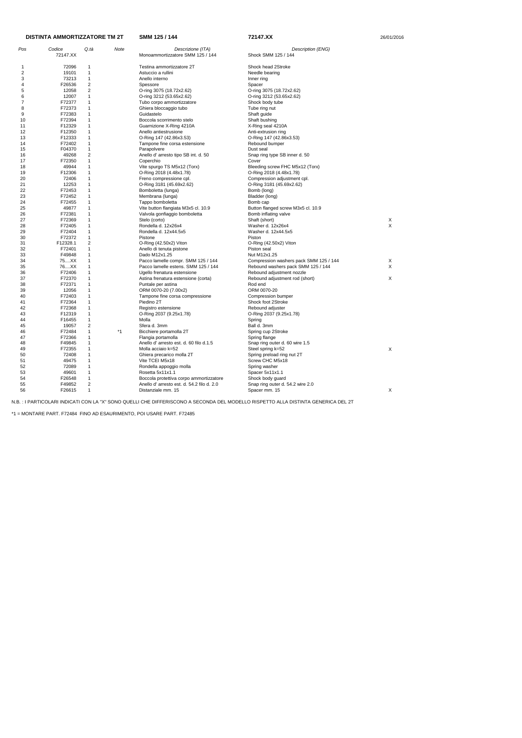**DISTINTA AMMORTIZZATORE TM 2T** **SMM 125 / 144** **72147.XX** 26/01/2016

| Pos | Codice | Q.tà | Note | Descrizione (ITA) | Description (ENG) | |
|---|---|---|---|---|---|---|
| | 72147.XX | | | Monoammortizzatore SMM 125 / 144 | Shock SMM 125 / 144 | |
| 1 | 72096 | 1 | | Testina ammortizzatore 2T | Shock head 2Stroke | |
| 2 | 19101 | 1 | | Astuccio a rullini | Needle bearing | |
| 3 | 73213 | 1 | | Anello interno | Inner ring | |
| 4 | F26536 | 2 | | Spessore | Spacer | |
| 5 | 12058 | 2 | | O-ring 3075 (18.72x2.62) | O-ring 3075 (18.72x2.62) | |
| 6 | 12007 | 1 | | O-ring 3212 (53.65x2.62) | O-ring 3212 (53.65x2.62) | |
| 7 | F72377 | 1 | | Tubo corpo ammortizzatore | Shock body tube | |
| 8 | F72373 | 1 | | Ghiera bloccaggio tubo | Tube ring nut | |
| 9 | F72383 | 1 | | Guidastelo | Shaft guide | |
| 10 | F72394 | 1 | | Boccola scorrimento stelo | Shaft bushing | |
| 11 | F12329 | 1 | | Guarnizione X-Ring 4210A | X-Ring seal 4210A | |
| 12 | F12350 | 1 | | Anello antiestrusione | Anti-extrusion ring | |
| 13 | F12333 | 1 | | O-Ring 147 (42.86x3.53) | O-Ring 147 (42.86x3.53) | |
| 14 | F72402 | 1 | | Tampone fine corsa estensione | Rebound bumper | |
| 15 | F04370 | 1 | | Parapolvere | Dust seal | |
| 16 | 49268 | 2 | | Anello d' arresto tipo SB int. d. 50 | Snap ring type SB inner d. 50 | |
| 17 | F72350 | 1 | | Coperchio | Cover | |
| 18 | 49944 | 1 | | Vite spurgo TS M5x12 (Torx) | Bleeding screw FHC M5x12 (Torx) | |
| 19 | F12306 | 1 | | O-Ring 2018 (4.48x1.78) | O-Ring 2018 (4.48x1.78) | |
| 20 | 72406 | 1 | | Freno compressione cpl. | Compression adjustment cpl. | |
| 21 | 12253 | 1 | | O-Ring 3181 (45.69x2.62) | O-Ring 3181 (45.69x2.62) | |
| 22 | F72453 | 1 | | Bomboletta (lunga) | Bomb (long) | |
| 23 | F72452 | 1 | | Membrana (lunga) | Bladder (long) | |
| 24 | F72455 | 1 | | Tappo bomboletta | Bomb cap | |
| 25 | 49877 | 1 | | Vite button flangiata M3x5 cl. 10.9 | Button flanged screw M3x5 cl. 10.9 | |
| 26 | F72381 | 1 | | Valvola gonfiaggio bomboletta | Bomb inflating valve | |
| 27 | F72369 | 1 | | Stelo (corto) | Shaft (short) | X |
| 28 | F72405 | 1 | | Rondella d. 12x26x4 | Washer d. 12x26x4 | X |
| 29 | F72404 | 1 | | Rondella d. 12x44.5x5 | Washer d. 12x44.5x5 | |
| 30 | F72372 | 1 | | Pistone | Piston | |
| 31 | F12328.1 | 2 | | O-Ring (42.50x2) Viton | O-Ring (42.50x2) Viton | |
| 32 | F72401 | 1 | | Anello di tenuta pistone | Piston seal | |
| 33 | F49848 | 1 | | Dado M12x1.25 | Nut M12x1.25 | |
| 34 | 75....XX | 1 | | Pacco lamelle compr. SMM 125 / 144 | Compression washers pack SMM 125 / 144 | X |
| 35 | 76....XX | 1 | | Pacco lamelle estens. SMM 125 / 144 | Rebound washers pack SMM 125 / 144 | X |
| 36 | F72406 | 1 | | Ugello frenatura estensione | Rebound adjustment nozzle | |
| 37 | F72370 | 1 | | Astina frenatura estensione (corta) | Rebound adjustment rod (short) | X |
| 38 | F72371 | 1 | | Puntale per astina | Rod end | |
| 39 | 12056 | 1 | | ORM 0070-20 (7.00x2) | ORM 0070-20 | |
| 40 | F72403 | 1 | | Tampone fine corsa compressione | Compression bumper | |
| 41 | F72364 | 1 | | Piedino 2T | Shock foot 2Stroke | |
| 42 | F72368 | 1 | | Registro estensione | Rebound adjuster | |
| 43 | F12319 | 1 | | O-Ring 2037 (9.25x1.78) | O-Ring 2037 (9.25x1.78) | |
| 44 | F16455 | 1 | | Molla | Spring | |
| 45 | 19057 | 2 | | Sfera d. 3mm | Ball d. 3mm | |
| 46 | F72484 | 1 | *1 | Bicchiere portamolla 2T | Spring cup 2Stroke | |
| 47 | F72366 | 1 | | Flangia portamolla | Spring flange | |
| 48 | F49845 | 1 | | Anello d' arresto est. d. 60 filo d.1.5 | Snap ring outer d. 60 wire 1.5 | |
| 49 | F72355 | 1 | | Molla acciaio k=52 | Steel spring k=52 | X |
| 50 | 72408 | 1 | | Ghiera precarico molla 2T | Spring preload ring nut 2T | |
| 51 | 49475 | 1 | | Vite TCEI M5x18 | Screw CHC M5x18 | |
| 52 | 72089 | 1 | | Rondella appoggio molla | Spring washer | |
| 53 | 49601 | 1 | | Rosetta 5x11x1.1 | Spacer 5x11x1.1 | |
| 54 | F26548 | 1 | | Boccola protettiva corpo ammortizzatore | Shock body guard | |
| 55 | F49852 | 2 | | Anello d' arresto est. d. 54.2 filo d. 2.0 | Snap ring outer d. 54.2 wire 2.0 | |
| 56 | F26615 | 1 | | Distanziale mm. 15 | Spacer mm. 15 | X |

N.B. : I PARTICOLARI INDICATI CON LA "X" SONO QUELLI CHE DIFFERISCONO A SECONDA DEL MODELLO RISPETTO ALLA DISTINTA GENERICA DEL 2T

*1 = MONTARE PART. F72484 FINO AD ESAURIMENTO, POI USARE PART. F72485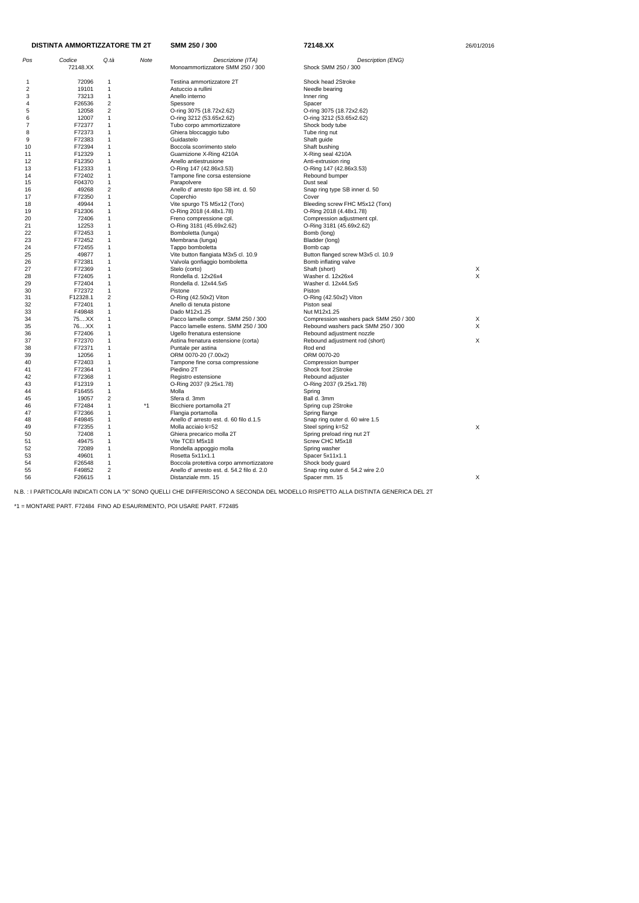**DISTINTA AMMORTIZZATORE TM 2T** **SMM 250 / 300** **72148.XX** 26/01/2016

| Pos | Codice | Q.tà | Note | Descrizione (ITA) | Description (ENG) | |
|---|---|---|---|---|---|---|
| | 72148.XX | | | Monoammortizzatore SMM 250 / 300 | Shock SMM 250 / 300 | |
| 1 | 72096 | 1 | | Testina ammortizzatore 2T | Shock head 2Stroke | |
| 2 | 19101 | 1 | | Astuccio a rullini | Needle bearing | |
| 3 | 73213 | 1 | | Anello interno | Inner ring | |
| 4 | F26536 | 2 | | Spessore | Spacer | |
| 5 | 12058 | 2 | | O-ring 3075 (18.72x2.62) | O-ring 3075 (18.72x2.62) | |
| 6 | 12007 | 1 | | O-ring 3212 (53.65x2.62) | O-ring 3212 (53.65x2.62) | |
| 7 | F72377 | 1 | | Tubo corpo ammortizzatore | Shock body tube | |
| 8 | F72373 | 1 | | Ghiera bloccaggio tubo | Tube ring nut | |
| 9 | F72383 | 1 | | Guidastelo | Shaft guide | |
| 10 | F72394 | 1 | | Boccola scorrimento stelo | Shaft bushing | |
| 11 | F12329 | 1 | | Guarnizione X-Ring 4210A | X-Ring seal 4210A | |
| 12 | F12350 | 1 | | Anello antiestrusione | Anti-extrusion ring | |
| 13 | F12333 | 1 | | O-Ring 147 (42.86x3.53) | O-Ring 147 (42.86x3.53) | |
| 14 | F72402 | 1 | | Tampone fine corsa estensione | Rebound bumper | |
| 15 | F04370 | 1 | | Parapolvere | Dust seal | |
| 16 | 49268 | 2 | | Anello d' arresto tipo SB int. d. 50 | Snap ring type SB inner d. 50 | |
| 17 | F72350 | 1 | | Coperchio | Cover | |
| 18 | 49944 | 1 | | Vite spurgo TS M5x12 (Torx) | Bleeding screw FHC M5x12 (Torx) | |
| 19 | F12306 | 1 | | O-Ring 2018 (4.48x1.78) | O-Ring 2018 (4.48x1.78) | |
| 20 | 72406 | 1 | | Freno compressione cpl. | Compression adjustment cpl. | |
| 21 | 12253 | 1 | | O-Ring 3181 (45.69x2.62) | O-Ring 3181 (45.69x2.62) | |
| 22 | F72453 | 1 | | Bomboletta (lunga) | Bomb (long) | |
| 23 | F72452 | 1 | | Membrana (lunga) | Bladder (long) | |
| 24 | F72455 | 1 | | Tappo bomboletta | Bomb cap | |
| 25 | 49877 | 1 | | Vite button flangiata M3x5 cl. 10.9 | Button flanged screw M3x5 cl. 10.9 | |
| 26 | F72381 | 1 | | Valvola gonfiaggio bomboletta | Bomb inflating valve | |
| 27 | F72369 | 1 | | Stelo (corto) | Shaft (short) | X |
| 28 | F72405 | 1 | | Rondella d. 12x26x4 | Washer d. 12x26x4 | X |
| 29 | F72404 | 1 | | Rondella d. 12x44.5x5 | Washer d. 12x44.5x5 | |
| 30 | F72372 | 1 | | Pistone | Piston | |
| 31 | F12328.1 | 2 | | O-Ring (42.50x2) Viton | O-Ring (42.50x2) Viton | |
| 32 | F72401 | 1 | | Anello di tenuta pistone | Piston seal | |
| 33 | F49848 | 1 | | Dado M12x1.25 | Nut M12x1.25 | |
| 34 | 75....XX | 1 | | Pacco lamelle compr. SMM 250 / 300 | Compression washers pack SMM 250 / 300 | X |
| 35 | 76....XX | 1 | | Pacco lamelle estens. SMM 250 / 300 | Rebound washers pack SMM 250 / 300 | X |
| 36 | F72406 | 1 | | Ugello frenatura estensione | Rebound adjustment nozzle | |
| 37 | F72370 | 1 | | Astina frenatura estensione (corta) | Rebound adjustment rod (short) | X |
| 38 | F72371 | 1 | | Puntale per astina | Rod end | |
| 39 | 12056 | 1 | | ORM 0070-20 (7.00x2) | ORM 0070-20 | |
| 40 | F72403 | 1 | | Tampone fine corsa compressione | Compression bumper | |
| 41 | F72364 | 1 | | Piedino 2T | Shock foot 2Stroke | |
| 42 | F72368 | 1 | | Registro estensione | Rebound adjuster | |
| 43 | F12319 | 1 | | O-Ring 2037 (9.25x1.78) | O-Ring 2037 (9.25x1.78) | |
| 44 | F16455 | 1 | | Molla | Spring | |
| 45 | 19057 | 2 | | Sfera d. 3mm | Ball d. 3mm | |
| 46 | F72484 | 1 | *1 | Bicchiere portamolla 2T | Spring cup 2Stroke | |
| 47 | F72366 | 1 | | Flangia portamolla | Spring flange | |
| 48 | F49845 | 1 | | Anello d' arresto est. d. 60 filo d.1.5 | Snap ring outer d. 60 wire 1.5 | |
| 49 | F72355 | 1 | | Molla acciaio k=52 | Steel spring k=52 | X |
| 50 | 72408 | 1 | | Ghiera precarico molla 2T | Spring preload ring nut 2T | |
| 51 | 49475 | 1 | | Vite TCEI M5x18 | Screw CHC M5x18 | |
| 52 | 72089 | 1 | | Rondella appoggio molla | Spring washer | |
| 53 | 49601 | 1 | | Rosetta 5x11x1.1 | Spacer 5x11x1.1 | |
| 54 | F26548 | 1 | | Boccola protettiva corpo ammortizzatore | Shock body guard | |
| 55 | F49852 | 2 | | Anello d' arresto est. d. 54.2 filo d. 2.0 | Snap ring outer d. 54.2 wire 2.0 | |
| 56 | F26615 | 1 | | Distanziale mm. 15 | Spacer mm. 15 | X |

N.B. : I PARTICOLARI INDICATI CON LA "X" SONO QUELLI CHE DIFFERISCONO A SECONDA DEL MODELLO RISPETTO ALLA DISTINTA GENERICA DEL 2T

*1 = MONTARE PART. F72484 FINO AD ESAURIMENTO, POI USARE PART. F72485